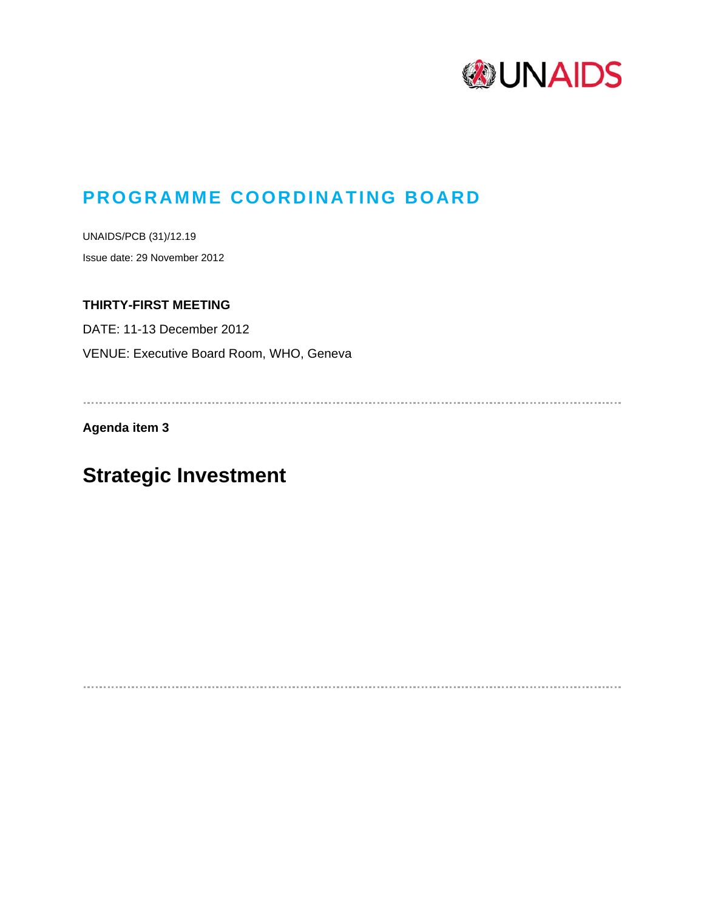UNAIDS

# PROGRAMME COORDINATING BOARD

UNAIDS/PCB (31)/12.19

Issue date: 29 November 2012

**THIRTY-FIRST MEETING**

DATE: 11-13 December 2012

VENUE: Executive Board Room, WHO, Geneva

**Agenda item 3**

## Strategic Investment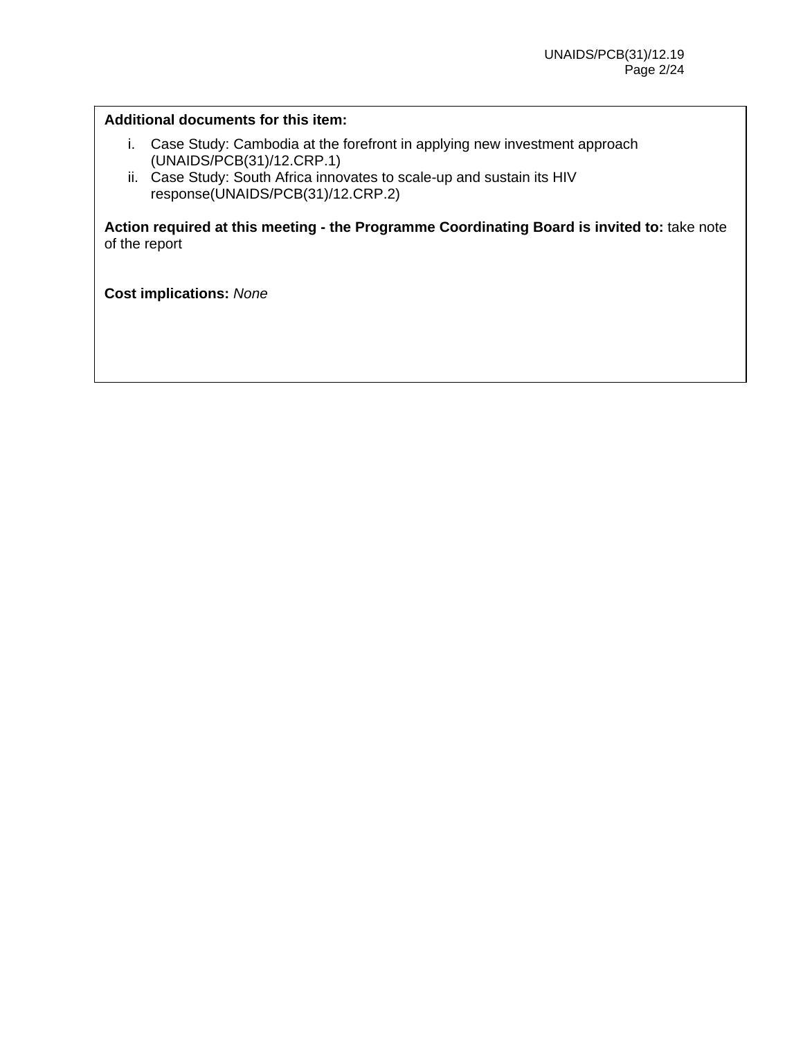**Additional documents for this item:**

i. Case Study: Cambodia at the forefront in applying new investment approach (UNAIDS/PCB(31)/12.CRP.1)
ii. Case Study: South Africa innovates to scale-up and sustain its HIV response(UNAIDS/PCB(31)/12.CRP.2)

**Action required at this meeting - the Programme Coordinating Board is invited to:** take note of the report

**Cost implications:** *None*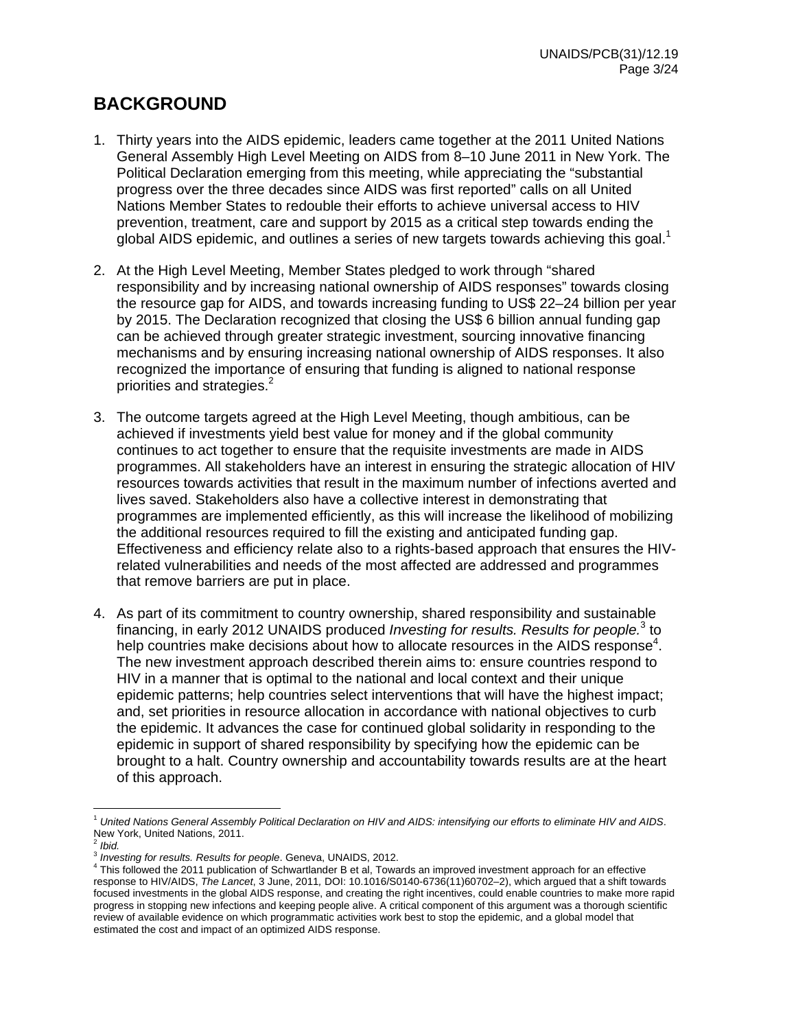# BACKGROUND

1. Thirty years into the AIDS epidemic, leaders came together at the 2011 United Nations General Assembly High Level Meeting on AIDS from 8–10 June 2011 in New York. The Political Declaration emerging from this meeting, while appreciating the "substantial progress over the three decades since AIDS was first reported" calls on all United Nations Member States to redouble their efforts to achieve universal access to HIV prevention, treatment, care and support by 2015 as a critical step towards ending the global AIDS epidemic, and outlines a series of new targets towards achieving this goal.[1]

2. At the High Level Meeting, Member States pledged to work through "shared responsibility and by increasing national ownership of AIDS responses" towards closing the resource gap for AIDS, and towards increasing funding to US$ 22–24 billion per year by 2015. The Declaration recognized that closing the US$ 6 billion annual funding gap can be achieved through greater strategic investment, sourcing innovative financing mechanisms and by ensuring increasing national ownership of AIDS responses. It also recognized the importance of ensuring that funding is aligned to national response priorities and strategies.[2]

3. The outcome targets agreed at the High Level Meeting, though ambitious, can be achieved if investments yield best value for money and if the global community continues to act together to ensure that the requisite investments are made in AIDS programmes. All stakeholders have an interest in ensuring the strategic allocation of HIV resources towards activities that result in the maximum number of infections averted and lives saved. Stakeholders also have a collective interest in demonstrating that programmes are implemented efficiently, as this will increase the likelihood of mobilizing the additional resources required to fill the existing and anticipated funding gap. Effectiveness and efficiency relate also to a rights-based approach that ensures the HIV-related vulnerabilities and needs of the most affected are addressed and programmes that remove barriers are put in place.

4. As part of its commitment to country ownership, shared responsibility and sustainable financing, in early 2012 UNAIDS produced *Investing for results. Results for people.*[3] to help countries make decisions about how to allocate resources in the AIDS response[4]. The new investment approach described therein aims to: ensure countries respond to HIV in a manner that is optimal to the national and local context and their unique epidemic patterns; help countries select interventions that will have the highest impact; and, set priorities in resource allocation in accordance with national objectives to curb the epidemic. It advances the case for continued global solidarity in responding to the epidemic in support of shared responsibility by specifying how the epidemic can be brought to a halt. Country ownership and accountability towards results are at the heart of this approach.

---

[1] *United Nations General Assembly Political Declaration on HIV and AIDS: intensifying our efforts to eliminate HIV and AIDS*. New York, United Nations, 2011.

[2] *Ibid.*

[3] *Investing for results. Results for people*. Geneva, UNAIDS, 2012.

[4] This followed the 2011 publication of Schwartlander B et al, Towards an improved investment approach for an effective response to HIV/AIDS, *The Lancet*, 3 June, 2011, DOI: 10.1016/S0140-6736(11)60702–2), which argued that a shift towards focused investments in the global AIDS response, and creating the right incentives, could enable countries to make more rapid progress in stopping new infections and keeping people alive. A critical component of this argument was a thorough scientific review of available evidence on which programmatic activities work best to stop the epidemic, and a global model that estimated the cost and impact of an optimized AIDS response.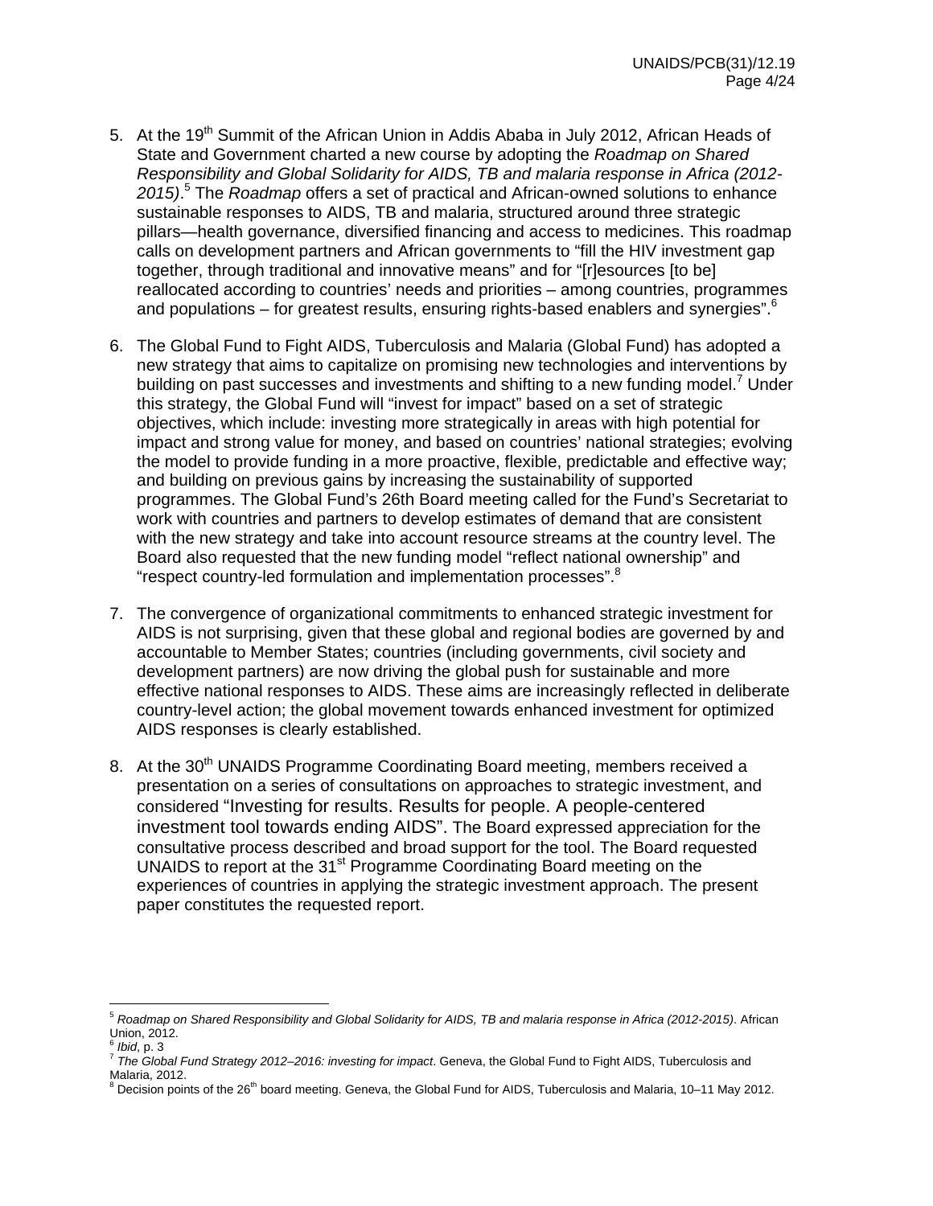5. At the 19th Summit of the African Union in Addis Ababa in July 2012, African Heads of State and Government charted a new course by adopting the *Roadmap on Shared Responsibility and Global Solidarity for AIDS, TB and malaria response in Africa (2012-2015)*.[5] The *Roadmap* offers a set of practical and African-owned solutions to enhance sustainable responses to AIDS, TB and malaria, structured around three strategic pillars—health governance, diversified financing and access to medicines. This roadmap calls on development partners and African governments to "fill the HIV investment gap together, through traditional and innovative means" and for "[r]esources [to be] reallocated according to countries' needs and priorities – among countries, programmes and populations – for greatest results, ensuring rights-based enablers and synergies".[6]

6. The Global Fund to Fight AIDS, Tuberculosis and Malaria (Global Fund) has adopted a new strategy that aims to capitalize on promising new technologies and interventions by building on past successes and investments and shifting to a new funding model.[7] Under this strategy, the Global Fund will "invest for impact" based on a set of strategic objectives, which include: investing more strategically in areas with high potential for impact and strong value for money, and based on countries' national strategies; evolving the model to provide funding in a more proactive, flexible, predictable and effective way; and building on previous gains by increasing the sustainability of supported programmes. The Global Fund's 26th Board meeting called for the Fund's Secretariat to work with countries and partners to develop estimates of demand that are consistent with the new strategy and take into account resource streams at the country level. The Board also requested that the new funding model "reflect national ownership" and "respect country-led formulation and implementation processes".[8]

7. The convergence of organizational commitments to enhanced strategic investment for AIDS is not surprising, given that these global and regional bodies are governed by and accountable to Member States; countries (including governments, civil society and development partners) are now driving the global push for sustainable and more effective national responses to AIDS. These aims are increasingly reflected in deliberate country-level action; the global movement towards enhanced investment for optimized AIDS responses is clearly established.

8. At the 30th UNAIDS Programme Coordinating Board meeting, members received a presentation on a series of consultations on approaches to strategic investment, and considered "Investing for results. Results for people. A people-centered investment tool towards ending AIDS". The Board expressed appreciation for the consultative process described and broad support for the tool. The Board requested UNAIDS to report at the 31st Programme Coordinating Board meeting on the experiences of countries in applying the strategic investment approach. The present paper constitutes the requested report.

---

[5] *Roadmap on Shared Responsibility and Global Solidarity for AIDS, TB and malaria response in Africa (2012-2015)*. African Union, 2012.

[6] *Ibid*, p. 3

[7] *The Global Fund Strategy 2012–2016: investing for impact*. Geneva, the Global Fund to Fight AIDS, Tuberculosis and Malaria, 2012.

[8] Decision points of the 26th board meeting. Geneva, the Global Fund for AIDS, Tuberculosis and Malaria, 10–11 May 2012.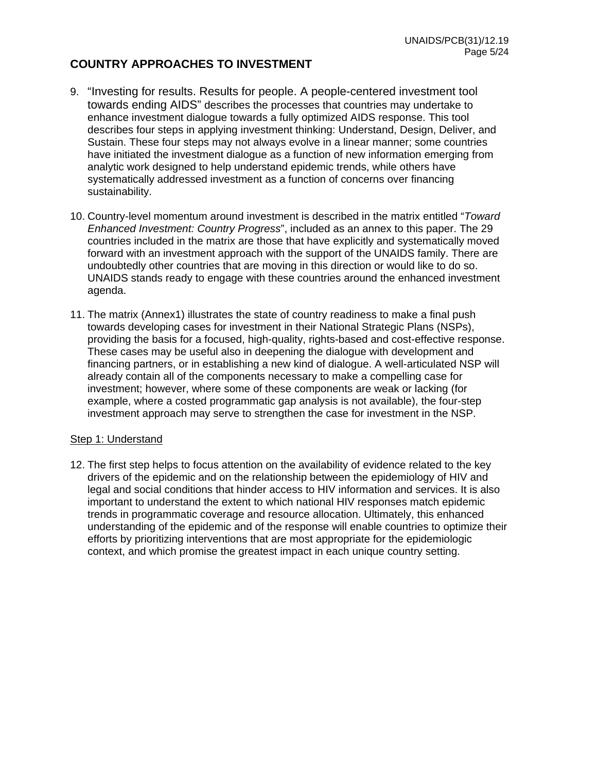## COUNTRY APPROACHES TO INVESTMENT

9. "Investing for results. Results for people. A people-centered investment tool towards ending AIDS" describes the processes that countries may undertake to enhance investment dialogue towards a fully optimized AIDS response. This tool describes four steps in applying investment thinking: Understand, Design, Deliver, and Sustain. These four steps may not always evolve in a linear manner; some countries have initiated the investment dialogue as a function of new information emerging from analytic work designed to help understand epidemic trends, while others have systematically addressed investment as a function of concerns over financing sustainability.

10. Country-level momentum around investment is described in the matrix entitled "*Toward Enhanced Investment: Country Progress*", included as an annex to this paper. The 29 countries included in the matrix are those that have explicitly and systematically moved forward with an investment approach with the support of the UNAIDS family. There are undoubtedly other countries that are moving in this direction or would like to do so. UNAIDS stands ready to engage with these countries around the enhanced investment agenda.

11. The matrix (Annex1) illustrates the state of country readiness to make a final push towards developing cases for investment in their National Strategic Plans (NSPs), providing the basis for a focused, high-quality, rights-based and cost-effective response. These cases may be useful also in deepening the dialogue with development and financing partners, or in establishing a new kind of dialogue. A well-articulated NSP will already contain all of the components necessary to make a compelling case for investment; however, where some of these components are weak or lacking (for example, where a costed programmatic gap analysis is not available), the four-step investment approach may serve to strengthen the case for investment in the NSP.

<u>Step 1: Understand</u>

12. The first step helps to focus attention on the availability of evidence related to the key drivers of the epidemic and on the relationship between the epidemiology of HIV and legal and social conditions that hinder access to HIV information and services. It is also important to understand the extent to which national HIV responses match epidemic trends in programmatic coverage and resource allocation. Ultimately, this enhanced understanding of the epidemic and of the response will enable countries to optimize their efforts by prioritizing interventions that are most appropriate for the epidemiologic context, and which promise the greatest impact in each unique country setting.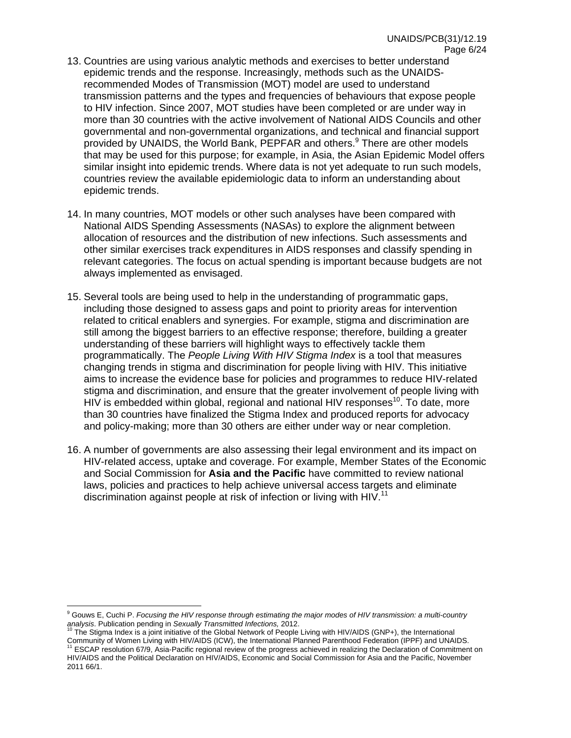13. Countries are using various analytic methods and exercises to better understand epidemic trends and the response. Increasingly, methods such as the UNAIDS-recommended Modes of Transmission (MOT) model are used to understand transmission patterns and the types and frequencies of behaviours that expose people to HIV infection. Since 2007, MOT studies have been completed or are under way in more than 30 countries with the active involvement of National AIDS Councils and other governmental and non-governmental organizations, and technical and financial support provided by UNAIDS, the World Bank, PEPFAR and others.[9] There are other models that may be used for this purpose; for example, in Asia, the Asian Epidemic Model offers similar insight into epidemic trends. Where data is not yet adequate to run such models, countries review the available epidemiologic data to inform an understanding about epidemic trends.

14. In many countries, MOT models or other such analyses have been compared with National AIDS Spending Assessments (NASAs) to explore the alignment between allocation of resources and the distribution of new infections. Such assessments and other similar exercises track expenditures in AIDS responses and classify spending in relevant categories. The focus on actual spending is important because budgets are not always implemented as envisaged.

15. Several tools are being used to help in the understanding of programmatic gaps, including those designed to assess gaps and point to priority areas for intervention related to critical enablers and synergies. For example, stigma and discrimination are still among the biggest barriers to an effective response; therefore, building a greater understanding of these barriers will highlight ways to effectively tackle them programmatically. The *People Living With HIV Stigma Index* is a tool that measures changing trends in stigma and discrimination for people living with HIV. This initiative aims to increase the evidence base for policies and programmes to reduce HIV-related stigma and discrimination, and ensure that the greater involvement of people living with HIV is embedded within global, regional and national HIV responses[10]. To date, more than 30 countries have finalized the Stigma Index and produced reports for advocacy and policy-making; more than 30 others are either under way or near completion.

16. A number of governments are also assessing their legal environment and its impact on HIV-related access, uptake and coverage. For example, Member States of the Economic and Social Commission for **Asia and the Pacific** have committed to review national laws, policies and practices to help achieve universal access targets and eliminate discrimination against people at risk of infection or living with HIV.[11]

---

[9] Gouws E, Cuchi P. *Focusing the HIV response through estimating the major modes of HIV transmission: a multi-country analysis*. Publication pending in *Sexually Transmitted Infections,* 2012.

[10] The Stigma Index is a joint initiative of the Global Network of People Living with HIV/AIDS (GNP+), the International Community of Women Living with HIV/AIDS (ICW), the International Planned Parenthood Federation (IPPF) and UNAIDS.

[11] ESCAP resolution 67/9, Asia-Pacific regional review of the progress achieved in realizing the Declaration of Commitment on HIV/AIDS and the Political Declaration on HIV/AIDS, Economic and Social Commission for Asia and the Pacific, November 2011 66/1.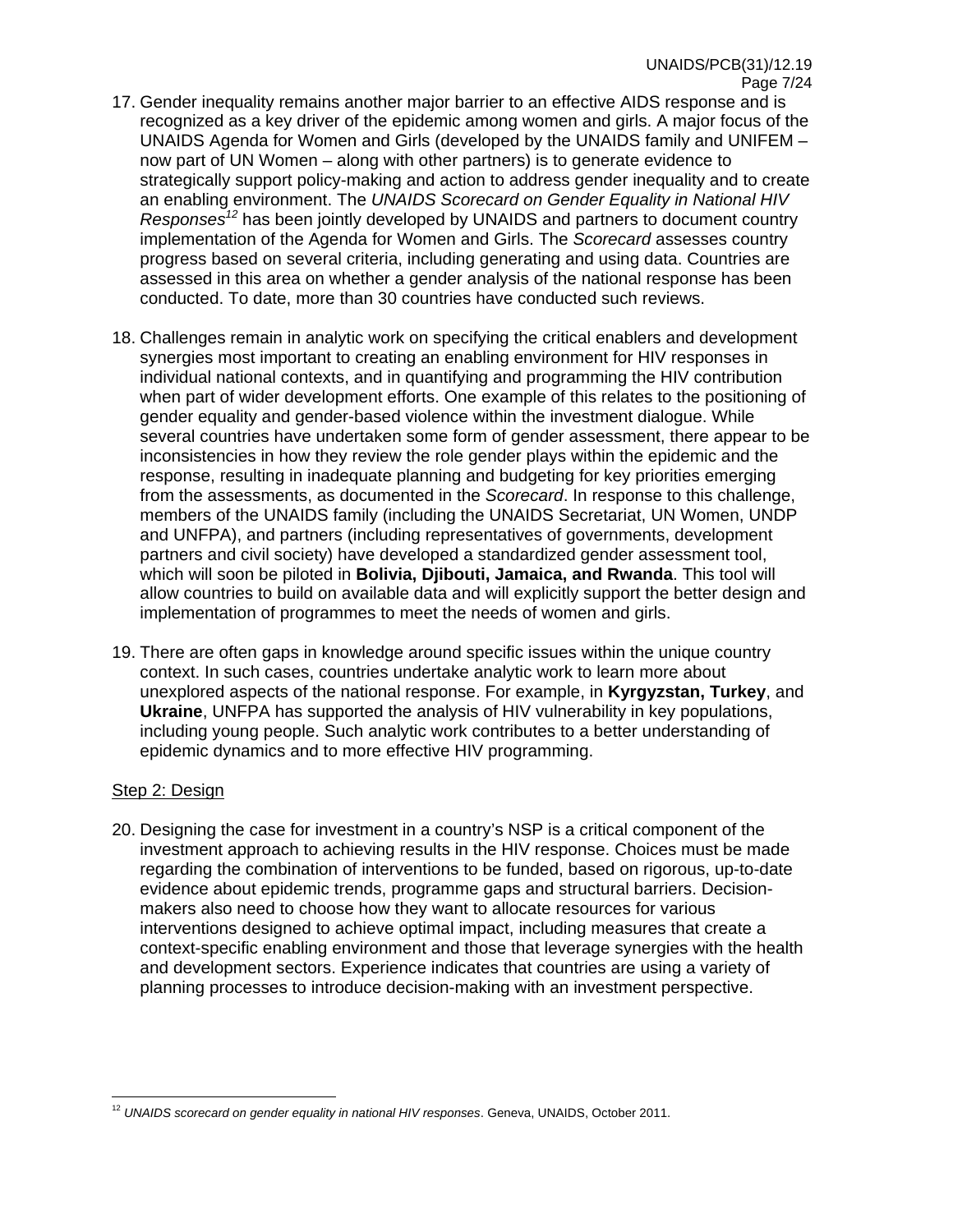17. Gender inequality remains another major barrier to an effective AIDS response and is recognized as a key driver of the epidemic among women and girls. A major focus of the UNAIDS Agenda for Women and Girls (developed by the UNAIDS family and UNIFEM – now part of UN Women – along with other partners) is to generate evidence to strategically support policy-making and action to address gender inequality and to create an enabling environment. The *UNAIDS Scorecard on Gender Equality in National HIV Responses*[12] has been jointly developed by UNAIDS and partners to document country implementation of the Agenda for Women and Girls. The *Scorecard* assesses country progress based on several criteria, including generating and using data. Countries are assessed in this area on whether a gender analysis of the national response has been conducted. To date, more than 30 countries have conducted such reviews.

18. Challenges remain in analytic work on specifying the critical enablers and development synergies most important to creating an enabling environment for HIV responses in individual national contexts, and in quantifying and programming the HIV contribution when part of wider development efforts. One example of this relates to the positioning of gender equality and gender-based violence within the investment dialogue. While several countries have undertaken some form of gender assessment, there appear to be inconsistencies in how they review the role gender plays within the epidemic and the response, resulting in inadequate planning and budgeting for key priorities emerging from the assessments, as documented in the *Scorecard*. In response to this challenge, members of the UNAIDS family (including the UNAIDS Secretariat, UN Women, UNDP and UNFPA), and partners (including representatives of governments, development partners and civil society) have developed a standardized gender assessment tool, which will soon be piloted in **Bolivia, Djibouti, Jamaica, and Rwanda**. This tool will allow countries to build on available data and will explicitly support the better design and implementation of programmes to meet the needs of women and girls.

19. There are often gaps in knowledge around specific issues within the unique country context. In such cases, countries undertake analytic work to learn more about unexplored aspects of the national response. For example, in **Kyrgyzstan, Turkey**, and **Ukraine**, UNFPA has supported the analysis of HIV vulnerability in key populations, including young people. Such analytic work contributes to a better understanding of epidemic dynamics and to more effective HIV programming.

Step 2: Design

20. Designing the case for investment in a country's NSP is a critical component of the investment approach to achieving results in the HIV response. Choices must be made regarding the combination of interventions to be funded, based on rigorous, up-to-date evidence about epidemic trends, programme gaps and structural barriers. Decision-makers also need to choose how they want to allocate resources for various interventions designed to achieve optimal impact, including measures that create a context-specific enabling environment and those that leverage synergies with the health and development sectors. Experience indicates that countries are using a variety of planning processes to introduce decision-making with an investment perspective.

[12] *UNAIDS scorecard on gender equality in national HIV responses*. Geneva, UNAIDS, October 2011.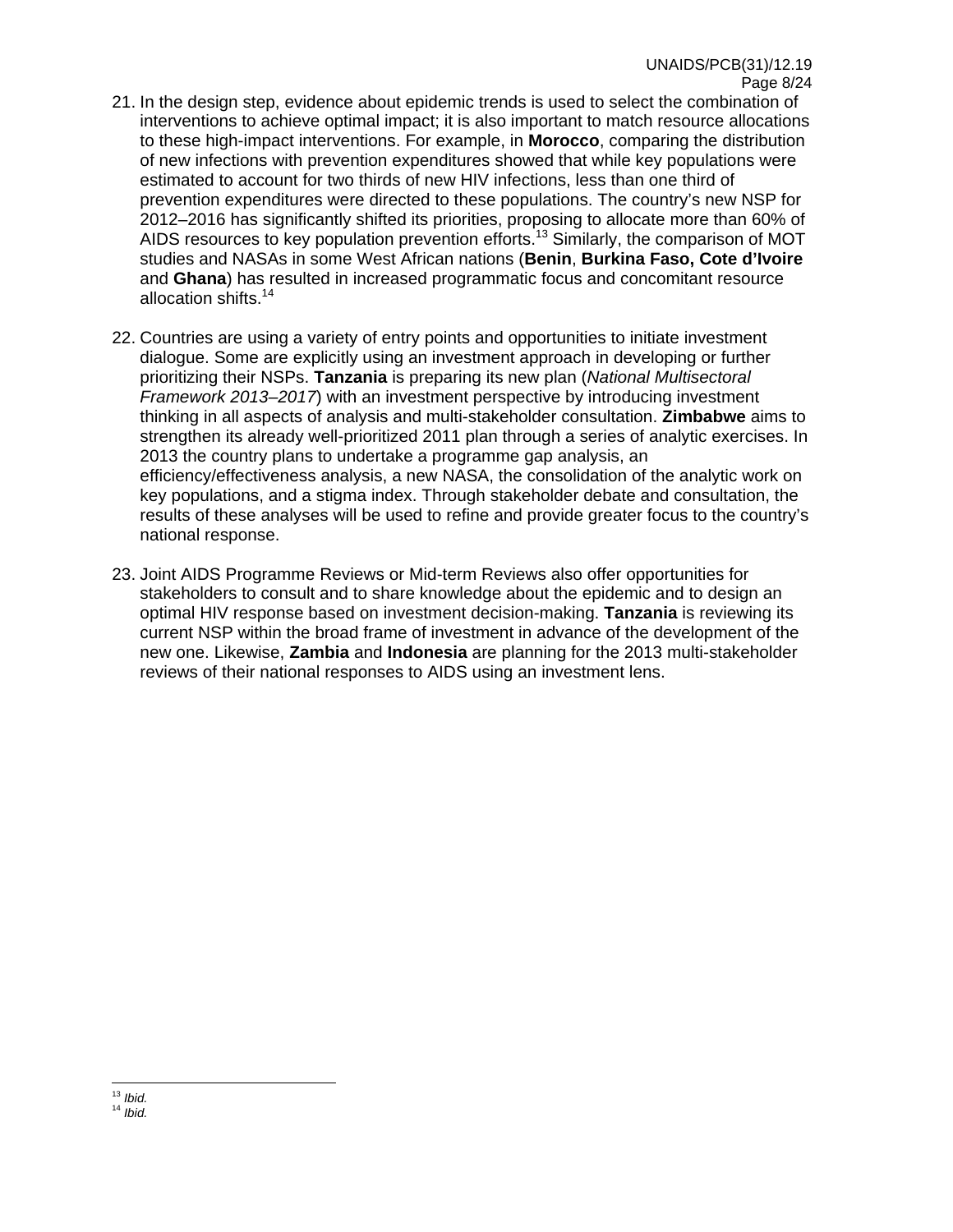21. In the design step, evidence about epidemic trends is used to select the combination of interventions to achieve optimal impact; it is also important to match resource allocations to these high-impact interventions. For example, in **Morocco**, comparing the distribution of new infections with prevention expenditures showed that while key populations were estimated to account for two thirds of new HIV infections, less than one third of prevention expenditures were directed to these populations. The country's new NSP for 2012–2016 has significantly shifted its priorities, proposing to allocate more than 60% of AIDS resources to key population prevention efforts.[13] Similarly, the comparison of MOT studies and NASAs in some West African nations (**Benin**, **Burkina Faso, Cote d'Ivoire** and **Ghana**) has resulted in increased programmatic focus and concomitant resource allocation shifts.[14]

22. Countries are using a variety of entry points and opportunities to initiate investment dialogue. Some are explicitly using an investment approach in developing or further prioritizing their NSPs. **Tanzania** is preparing its new plan (*National Multisectoral Framework 2013–2017*) with an investment perspective by introducing investment thinking in all aspects of analysis and multi-stakeholder consultation. **Zimbabwe** aims to strengthen its already well-prioritized 2011 plan through a series of analytic exercises. In 2013 the country plans to undertake a programme gap analysis, an efficiency/effectiveness analysis, a new NASA, the consolidation of the analytic work on key populations, and a stigma index. Through stakeholder debate and consultation, the results of these analyses will be used to refine and provide greater focus to the country's national response.

23. Joint AIDS Programme Reviews or Mid-term Reviews also offer opportunities for stakeholders to consult and to share knowledge about the epidemic and to design an optimal HIV response based on investment decision-making. **Tanzania** is reviewing its current NSP within the broad frame of investment in advance of the development of the new one. Likewise, **Zambia** and **Indonesia** are planning for the 2013 multi-stakeholder reviews of their national responses to AIDS using an investment lens.

---

[13] *Ibid.*

[14] *Ibid.*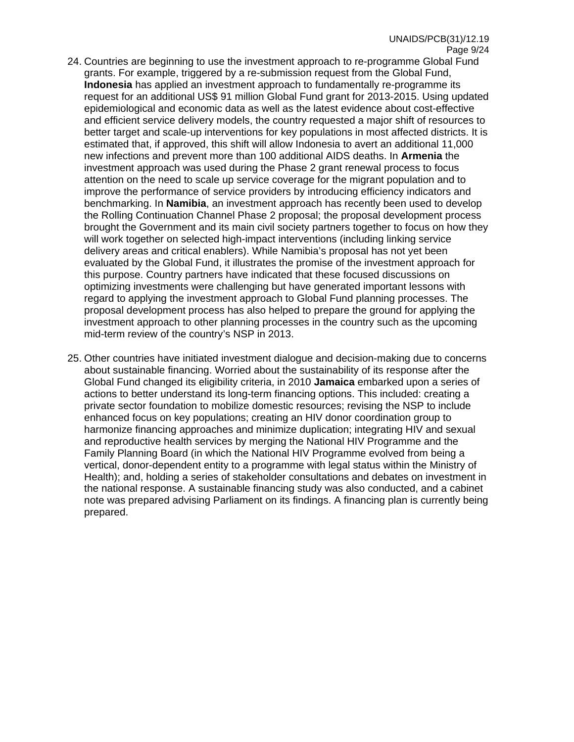24. Countries are beginning to use the investment approach to re-programme Global Fund grants. For example, triggered by a re-submission request from the Global Fund, **Indonesia** has applied an investment approach to fundamentally re-programme its request for an additional US$ 91 million Global Fund grant for 2013-2015. Using updated epidemiological and economic data as well as the latest evidence about cost-effective and efficient service delivery models, the country requested a major shift of resources to better target and scale-up interventions for key populations in most affected districts. It is estimated that, if approved, this shift will allow Indonesia to avert an additional 11,000 new infections and prevent more than 100 additional AIDS deaths. In **Armenia** the investment approach was used during the Phase 2 grant renewal process to focus attention on the need to scale up service coverage for the migrant population and to improve the performance of service providers by introducing efficiency indicators and benchmarking. In **Namibia**, an investment approach has recently been used to develop the Rolling Continuation Channel Phase 2 proposal; the proposal development process brought the Government and its main civil society partners together to focus on how they will work together on selected high-impact interventions (including linking service delivery areas and critical enablers). While Namibia's proposal has not yet been evaluated by the Global Fund, it illustrates the promise of the investment approach for this purpose. Country partners have indicated that these focused discussions on optimizing investments were challenging but have generated important lessons with regard to applying the investment approach to Global Fund planning processes. The proposal development process has also helped to prepare the ground for applying the investment approach to other planning processes in the country such as the upcoming mid-term review of the country's NSP in 2013.

25. Other countries have initiated investment dialogue and decision-making due to concerns about sustainable financing. Worried about the sustainability of its response after the Global Fund changed its eligibility criteria, in 2010 **Jamaica** embarked upon a series of actions to better understand its long-term financing options. This included: creating a private sector foundation to mobilize domestic resources; revising the NSP to include enhanced focus on key populations; creating an HIV donor coordination group to harmonize financing approaches and minimize duplication; integrating HIV and sexual and reproductive health services by merging the National HIV Programme and the Family Planning Board (in which the National HIV Programme evolved from being a vertical, donor-dependent entity to a programme with legal status within the Ministry of Health); and, holding a series of stakeholder consultations and debates on investment in the national response. A sustainable financing study was also conducted, and a cabinet note was prepared advising Parliament on its findings. A financing plan is currently being prepared.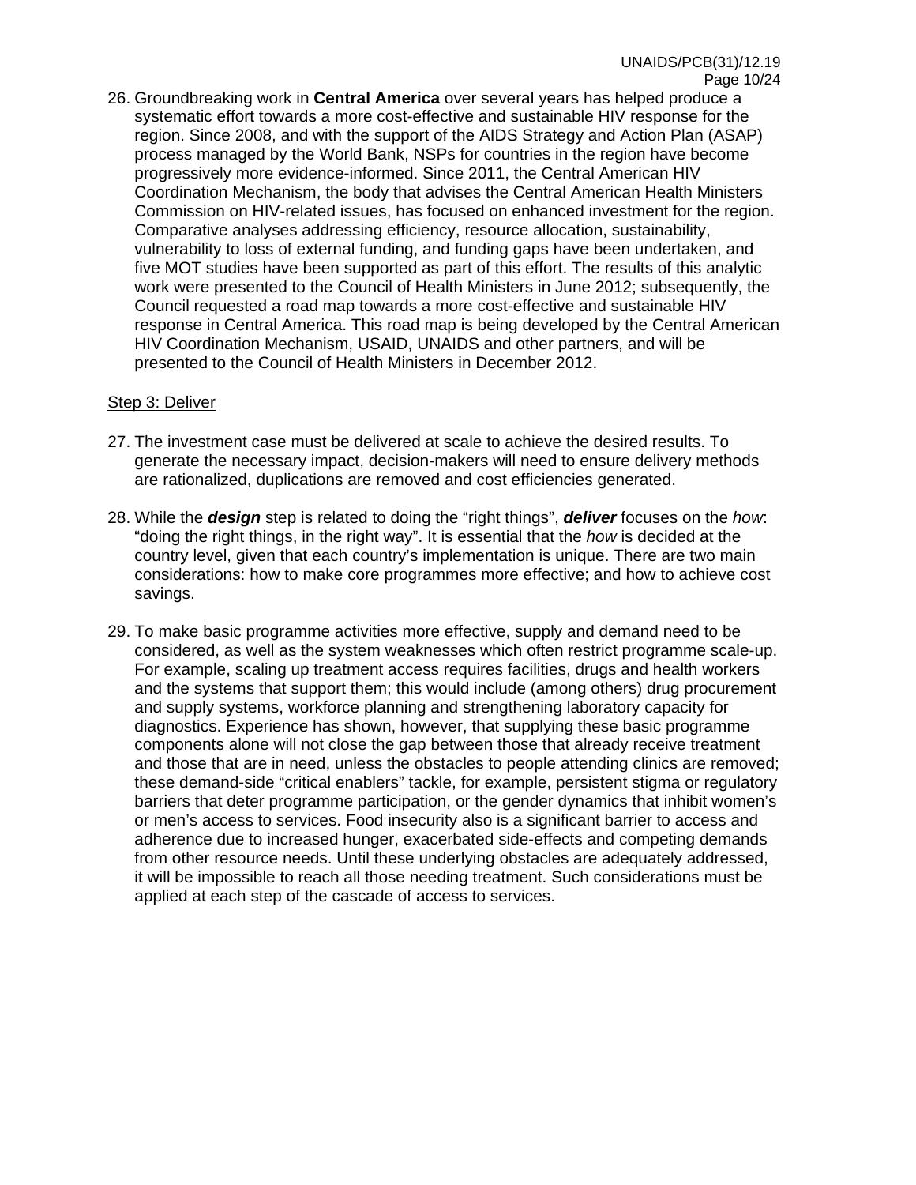26. Groundbreaking work in **Central America** over several years has helped produce a systematic effort towards a more cost-effective and sustainable HIV response for the region. Since 2008, and with the support of the AIDS Strategy and Action Plan (ASAP) process managed by the World Bank, NSPs for countries in the region have become progressively more evidence-informed. Since 2011, the Central American HIV Coordination Mechanism, the body that advises the Central American Health Ministers Commission on HIV-related issues, has focused on enhanced investment for the region. Comparative analyses addressing efficiency, resource allocation, sustainability, vulnerability to loss of external funding, and funding gaps have been undertaken, and five MOT studies have been supported as part of this effort. The results of this analytic work were presented to the Council of Health Ministers in June 2012; subsequently, the Council requested a road map towards a more cost-effective and sustainable HIV response in Central America. This road map is being developed by the Central American HIV Coordination Mechanism, USAID, UNAIDS and other partners, and will be presented to the Council of Health Ministers in December 2012.

Step 3: Deliver

27. The investment case must be delivered at scale to achieve the desired results. To generate the necessary impact, decision-makers will need to ensure delivery methods are rationalized, duplications are removed and cost efficiencies generated.

28. While the ***design*** step is related to doing the "right things", ***deliver*** focuses on the *how*: "doing the right things, in the right way". It is essential that the *how* is decided at the country level, given that each country's implementation is unique. There are two main considerations: how to make core programmes more effective; and how to achieve cost savings.

29. To make basic programme activities more effective, supply and demand need to be considered, as well as the system weaknesses which often restrict programme scale-up. For example, scaling up treatment access requires facilities, drugs and health workers and the systems that support them; this would include (among others) drug procurement and supply systems, workforce planning and strengthening laboratory capacity for diagnostics. Experience has shown, however, that supplying these basic programme components alone will not close the gap between those that already receive treatment and those that are in need, unless the obstacles to people attending clinics are removed; these demand-side "critical enablers" tackle, for example, persistent stigma or regulatory barriers that deter programme participation, or the gender dynamics that inhibit women's or men's access to services. Food insecurity also is a significant barrier to access and adherence due to increased hunger, exacerbated side-effects and competing demands from other resource needs. Until these underlying obstacles are adequately addressed, it will be impossible to reach all those needing treatment. Such considerations must be applied at each step of the cascade of access to services.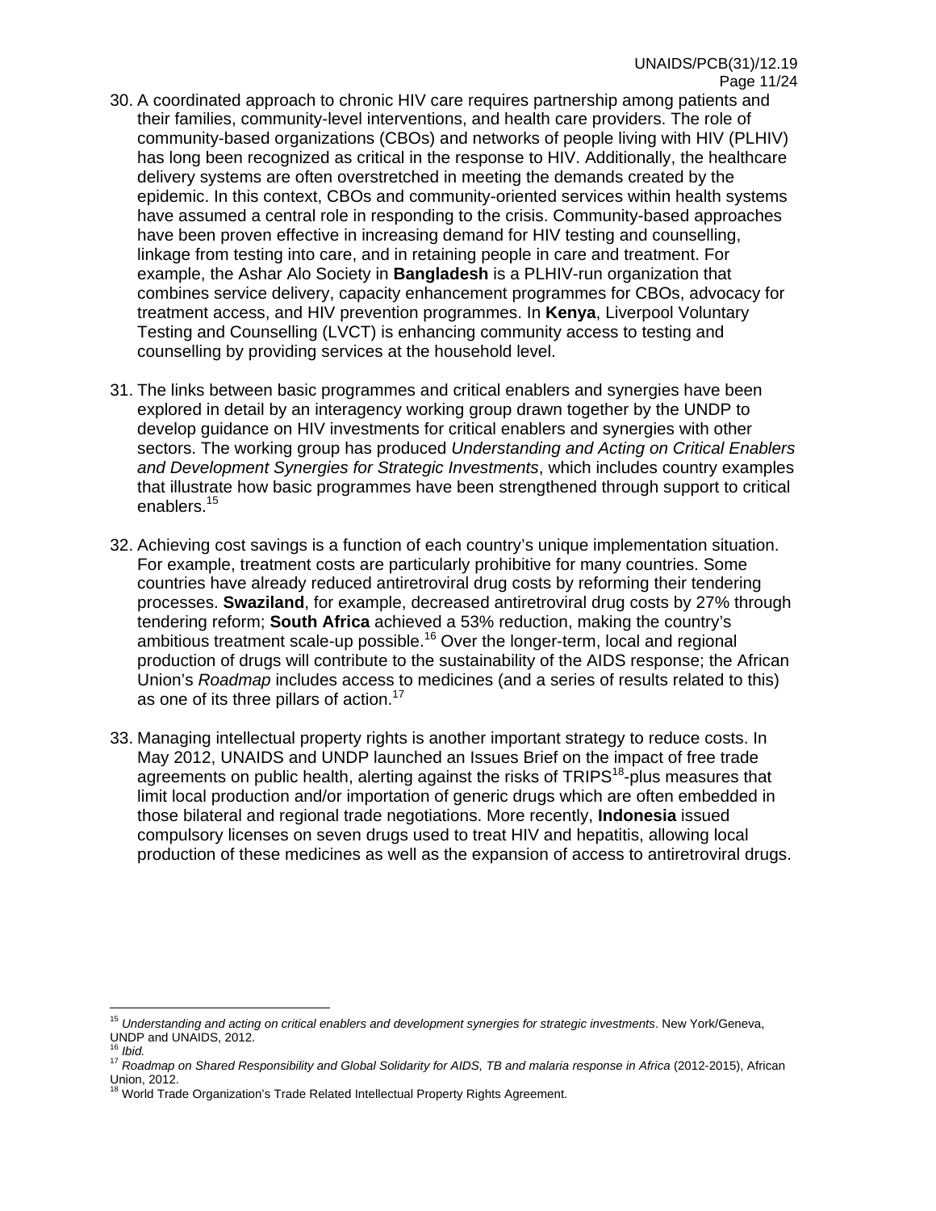30. A coordinated approach to chronic HIV care requires partnership among patients and their families, community-level interventions, and health care providers. The role of community-based organizations (CBOs) and networks of people living with HIV (PLHIV) has long been recognized as critical in the response to HIV. Additionally, the healthcare delivery systems are often overstretched in meeting the demands created by the epidemic. In this context, CBOs and community-oriented services within health systems have assumed a central role in responding to the crisis. Community-based approaches have been proven effective in increasing demand for HIV testing and counselling, linkage from testing into care, and in retaining people in care and treatment. For example, the Ashar Alo Society in **Bangladesh** is a PLHIV-run organization that combines service delivery, capacity enhancement programmes for CBOs, advocacy for treatment access, and HIV prevention programmes. In **Kenya**, Liverpool Voluntary Testing and Counselling (LVCT) is enhancing community access to testing and counselling by providing services at the household level.

31. The links between basic programmes and critical enablers and synergies have been explored in detail by an interagency working group drawn together by the UNDP to develop guidance on HIV investments for critical enablers and synergies with other sectors. The working group has produced *Understanding and Acting on Critical Enablers and Development Synergies for Strategic Investments*, which includes country examples that illustrate how basic programmes have been strengthened through support to critical enablers.[15]

32. Achieving cost savings is a function of each country's unique implementation situation. For example, treatment costs are particularly prohibitive for many countries. Some countries have already reduced antiretroviral drug costs by reforming their tendering processes. **Swaziland**, for example, decreased antiretroviral drug costs by 27% through tendering reform; **South Africa** achieved a 53% reduction, making the country's ambitious treatment scale-up possible.[16] Over the longer-term, local and regional production of drugs will contribute to the sustainability of the AIDS response; the African Union's *Roadmap* includes access to medicines (and a series of results related to this) as one of its three pillars of action.[17]

33. Managing intellectual property rights is another important strategy to reduce costs. In May 2012, UNAIDS and UNDP launched an Issues Brief on the impact of free trade agreements on public health, alerting against the risks of TRIPS[18]-plus measures that limit local production and/or importation of generic drugs which are often embedded in those bilateral and regional trade negotiations. More recently, **Indonesia** issued compulsory licenses on seven drugs used to treat HIV and hepatitis, allowing local production of these medicines as well as the expansion of access to antiretroviral drugs.

---

[15] *Understanding and acting on critical enablers and development synergies for strategic investments*. New York/Geneva, UNDP and UNAIDS, 2012.

[16] *Ibid.*

[17] *Roadmap on Shared Responsibility and Global Solidarity for AIDS, TB and malaria response in Africa* (2012-2015), African Union, 2012.

[18] World Trade Organization's Trade Related Intellectual Property Rights Agreement.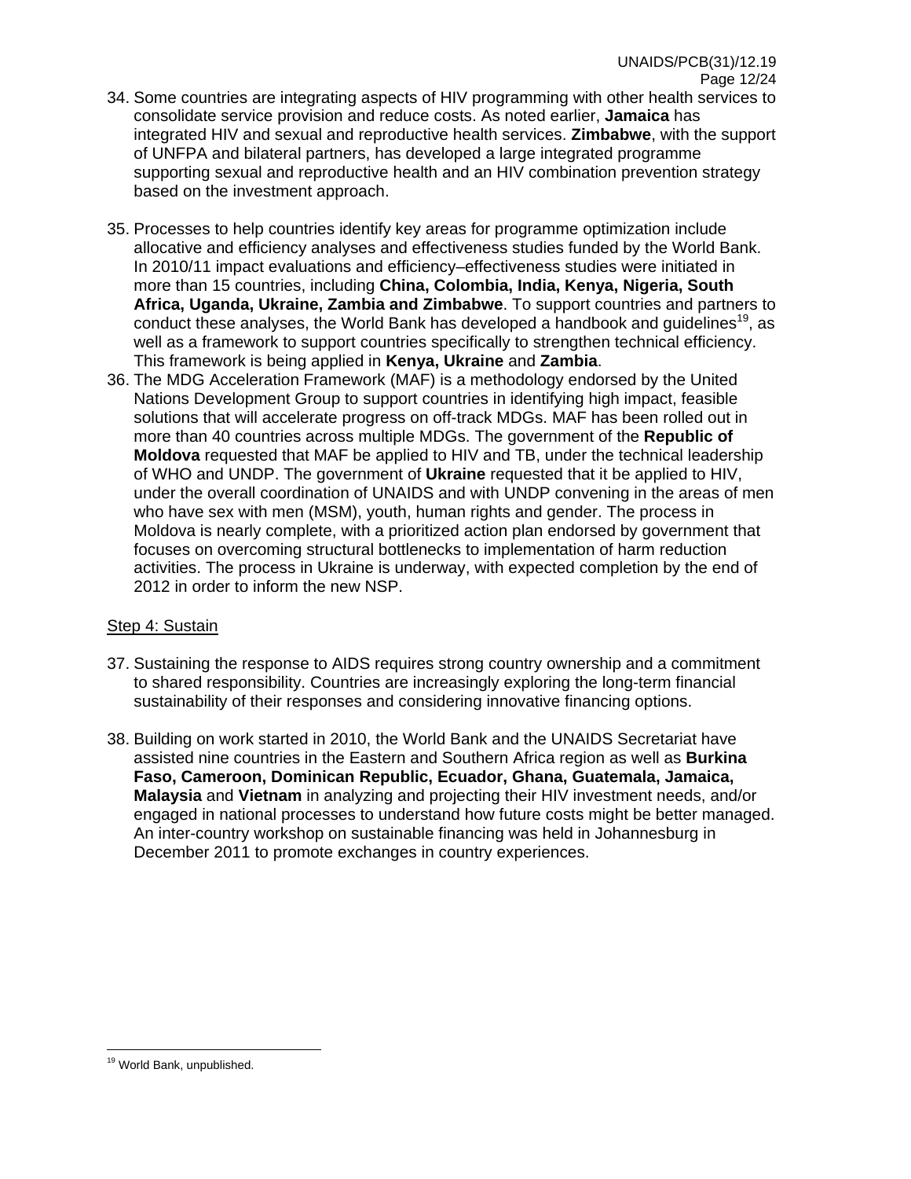34. Some countries are integrating aspects of HIV programming with other health services to consolidate service provision and reduce costs. As noted earlier, **Jamaica** has integrated HIV and sexual and reproductive health services. **Zimbabwe**, with the support of UNFPA and bilateral partners, has developed a large integrated programme supporting sexual and reproductive health and an HIV combination prevention strategy based on the investment approach.

35. Processes to help countries identify key areas for programme optimization include allocative and efficiency analyses and effectiveness studies funded by the World Bank. In 2010/11 impact evaluations and efficiency–effectiveness studies were initiated in more than 15 countries, including **China, Colombia, India, Kenya, Nigeria, South Africa, Uganda, Ukraine, Zambia and Zimbabwe**. To support countries and partners to conduct these analyses, the World Bank has developed a handbook and guidelines[19], as well as a framework to support countries specifically to strengthen technical efficiency. This framework is being applied in **Kenya, Ukraine** and **Zambia**.

36. The MDG Acceleration Framework (MAF) is a methodology endorsed by the United Nations Development Group to support countries in identifying high impact, feasible solutions that will accelerate progress on off-track MDGs. MAF has been rolled out in more than 40 countries across multiple MDGs. The government of the **Republic of Moldova** requested that MAF be applied to HIV and TB, under the technical leadership of WHO and UNDP. The government of **Ukraine** requested that it be applied to HIV, under the overall coordination of UNAIDS and with UNDP convening in the areas of men who have sex with men (MSM), youth, human rights and gender. The process in Moldova is nearly complete, with a prioritized action plan endorsed by government that focuses on overcoming structural bottlenecks to implementation of harm reduction activities. The process in Ukraine is underway, with expected completion by the end of 2012 in order to inform the new NSP.

<u>Step 4: Sustain</u>

37. Sustaining the response to AIDS requires strong country ownership and a commitment to shared responsibility. Countries are increasingly exploring the long-term financial sustainability of their responses and considering innovative financing options.

38. Building on work started in 2010, the World Bank and the UNAIDS Secretariat have assisted nine countries in the Eastern and Southern Africa region as well as **Burkina Faso, Cameroon, Dominican Republic, Ecuador, Ghana, Guatemala, Jamaica, Malaysia** and **Vietnam** in analyzing and projecting their HIV investment needs, and/or engaged in national processes to understand how future costs might be better managed. An inter-country workshop on sustainable financing was held in Johannesburg in December 2011 to promote exchanges in country experiences.

---

[19] World Bank, unpublished.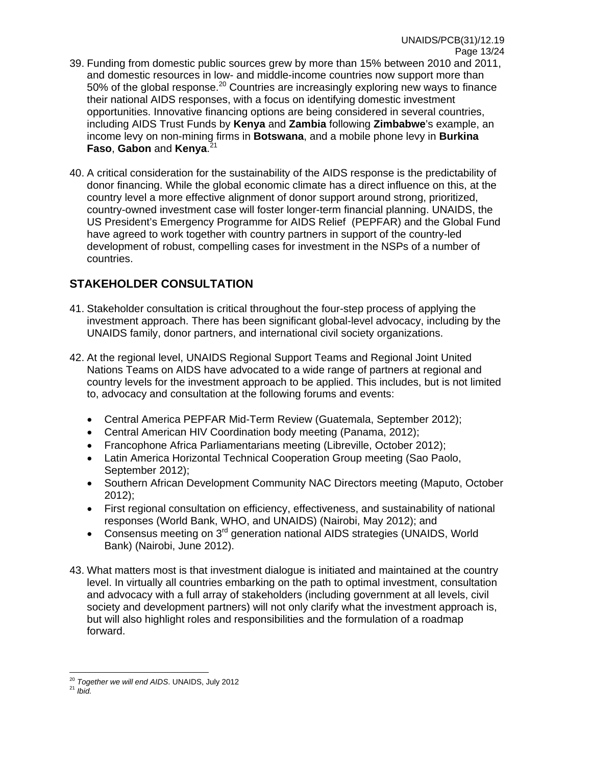39. Funding from domestic public sources grew by more than 15% between 2010 and 2011, and domestic resources in low- and middle-income countries now support more than 50% of the global response.[20] Countries are increasingly exploring new ways to finance their national AIDS responses, with a focus on identifying domestic investment opportunities. Innovative financing options are being considered in several countries, including AIDS Trust Funds by **Kenya** and **Zambia** following **Zimbabwe**'s example, an income levy on non-mining firms in **Botswana**, and a mobile phone levy in **Burkina Faso**, **Gabon** and **Kenya**.[21]

40. A critical consideration for the sustainability of the AIDS response is the predictability of donor financing. While the global economic climate has a direct influence on this, at the country level a more effective alignment of donor support around strong, prioritized, country-owned investment case will foster longer-term financial planning. UNAIDS, the US President's Emergency Programme for AIDS Relief (PEPFAR) and the Global Fund have agreed to work together with country partners in support of the country-led development of robust, compelling cases for investment in the NSPs of a number of countries.

## STAKEHOLDER CONSULTATION

41. Stakeholder consultation is critical throughout the four-step process of applying the investment approach. There has been significant global-level advocacy, including by the UNAIDS family, donor partners, and international civil society organizations.

42. At the regional level, UNAIDS Regional Support Teams and Regional Joint United Nations Teams on AIDS have advocated to a wide range of partners at regional and country levels for the investment approach to be applied. This includes, but is not limited to, advocacy and consultation at the following forums and events:

    - Central America PEPFAR Mid-Term Review (Guatemala, September 2012);
    - Central American HIV Coordination body meeting (Panama, 2012);
    - Francophone Africa Parliamentarians meeting (Libreville, October 2012);
    - Latin America Horizontal Technical Cooperation Group meeting (Sao Paolo, September 2012);
    - Southern African Development Community NAC Directors meeting (Maputo, October 2012);
    - First regional consultation on efficiency, effectiveness, and sustainability of national responses (World Bank, WHO, and UNAIDS) (Nairobi, May 2012); and
    - Consensus meeting on 3rd generation national AIDS strategies (UNAIDS, World Bank) (Nairobi, June 2012).

43. What matters most is that investment dialogue is initiated and maintained at the country level. In virtually all countries embarking on the path to optimal investment, consultation and advocacy with a full array of stakeholders (including government at all levels, civil society and development partners) will not only clarify what the investment approach is, but will also highlight roles and responsibilities and the formulation of a roadmap forward.

---

[20] *Together we will end AIDS*. UNAIDS, July 2012

[21] *Ibid.*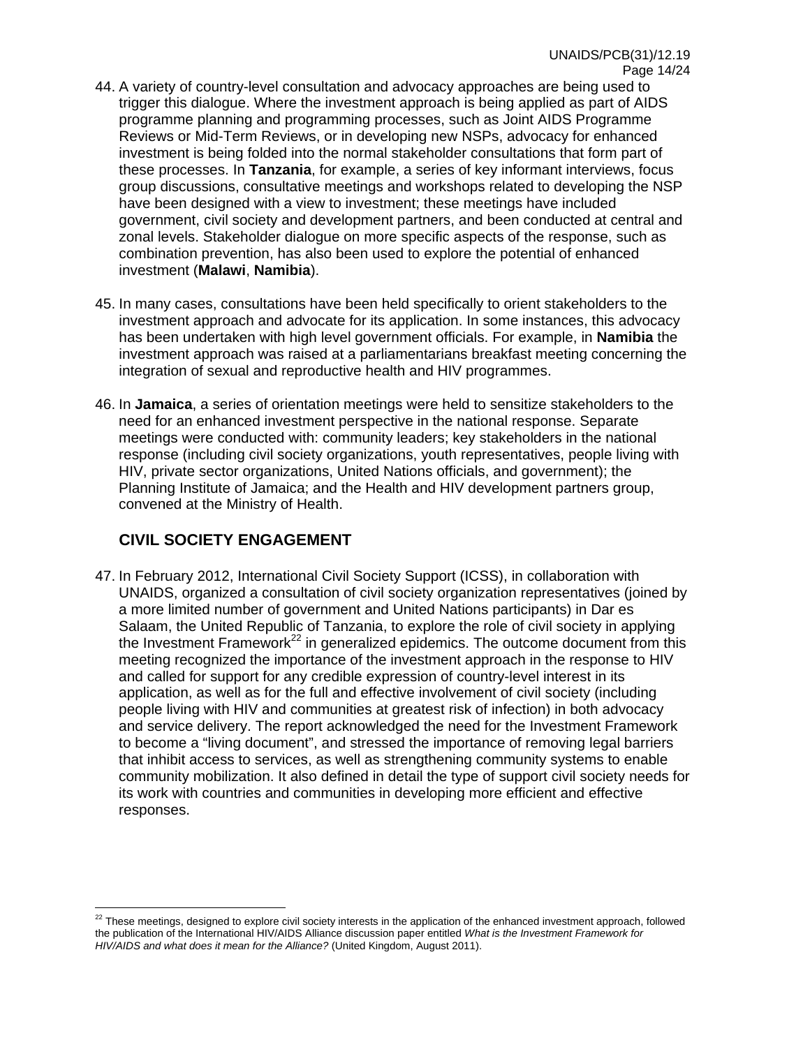44. A variety of country-level consultation and advocacy approaches are being used to trigger this dialogue. Where the investment approach is being applied as part of AIDS programme planning and programming processes, such as Joint AIDS Programme Reviews or Mid-Term Reviews, or in developing new NSPs, advocacy for enhanced investment is being folded into the normal stakeholder consultations that form part of these processes. In **Tanzania**, for example, a series of key informant interviews, focus group discussions, consultative meetings and workshops related to developing the NSP have been designed with a view to investment; these meetings have included government, civil society and development partners, and been conducted at central and zonal levels. Stakeholder dialogue on more specific aspects of the response, such as combination prevention, has also been used to explore the potential of enhanced investment (**Malawi**, **Namibia**).

45. In many cases, consultations have been held specifically to orient stakeholders to the investment approach and advocate for its application. In some instances, this advocacy has been undertaken with high level government officials. For example, in **Namibia** the investment approach was raised at a parliamentarians breakfast meeting concerning the integration of sexual and reproductive health and HIV programmes.

46. In **Jamaica**, a series of orientation meetings were held to sensitize stakeholders to the need for an enhanced investment perspective in the national response. Separate meetings were conducted with: community leaders; key stakeholders in the national response (including civil society organizations, youth representatives, people living with HIV, private sector organizations, United Nations officials, and government); the Planning Institute of Jamaica; and the Health and HIV development partners group, convened at the Ministry of Health.

## CIVIL SOCIETY ENGAGEMENT

47. In February 2012, International Civil Society Support (ICSS), in collaboration with UNAIDS, organized a consultation of civil society organization representatives (joined by a more limited number of government and United Nations participants) in Dar es Salaam, the United Republic of Tanzania, to explore the role of civil society in applying the Investment Framework[22] in generalized epidemics. The outcome document from this meeting recognized the importance of the investment approach in the response to HIV and called for support for any credible expression of country-level interest in its application, as well as for the full and effective involvement of civil society (including people living with HIV and communities at greatest risk of infection) in both advocacy and service delivery. The report acknowledged the need for the Investment Framework to become a "living document", and stressed the importance of removing legal barriers that inhibit access to services, as well as strengthening community systems to enable community mobilization. It also defined in detail the type of support civil society needs for its work with countries and communities in developing more efficient and effective responses.

---

[22] These meetings, designed to explore civil society interests in the application of the enhanced investment approach, followed the publication of the International HIV/AIDS Alliance discussion paper entitled *What is the Investment Framework for HIV/AIDS and what does it mean for the Alliance?* (United Kingdom, August 2011).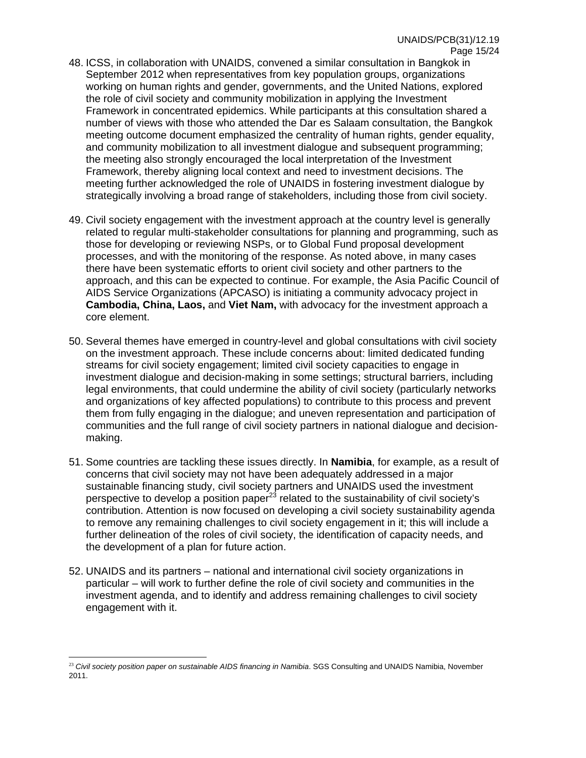48. ICSS, in collaboration with UNAIDS, convened a similar consultation in Bangkok in September 2012 when representatives from key population groups, organizations working on human rights and gender, governments, and the United Nations, explored the role of civil society and community mobilization in applying the Investment Framework in concentrated epidemics. While participants at this consultation shared a number of views with those who attended the Dar es Salaam consultation, the Bangkok meeting outcome document emphasized the centrality of human rights, gender equality, and community mobilization to all investment dialogue and subsequent programming; the meeting also strongly encouraged the local interpretation of the Investment Framework, thereby aligning local context and need to investment decisions. The meeting further acknowledged the role of UNAIDS in fostering investment dialogue by strategically involving a broad range of stakeholders, including those from civil society.

49. Civil society engagement with the investment approach at the country level is generally related to regular multi-stakeholder consultations for planning and programming, such as those for developing or reviewing NSPs, or to Global Fund proposal development processes, and with the monitoring of the response. As noted above, in many cases there have been systematic efforts to orient civil society and other partners to the approach, and this can be expected to continue. For example, the Asia Pacific Council of AIDS Service Organizations (APCASO) is initiating a community advocacy project in **Cambodia, China, Laos,** and **Viet Nam,** with advocacy for the investment approach a core element.

50. Several themes have emerged in country-level and global consultations with civil society on the investment approach. These include concerns about: limited dedicated funding streams for civil society engagement; limited civil society capacities to engage in investment dialogue and decision-making in some settings; structural barriers, including legal environments, that could undermine the ability of civil society (particularly networks and organizations of key affected populations) to contribute to this process and prevent them from fully engaging in the dialogue; and uneven representation and participation of communities and the full range of civil society partners in national dialogue and decision-making.

51. Some countries are tackling these issues directly. In **Namibia**, for example, as a result of concerns that civil society may not have been adequately addressed in a major sustainable financing study, civil society partners and UNAIDS used the investment perspective to develop a position paper[23] related to the sustainability of civil society's contribution. Attention is now focused on developing a civil society sustainability agenda to remove any remaining challenges to civil society engagement in it; this will include a further delineation of the roles of civil society, the identification of capacity needs, and the development of a plan for future action.

52. UNAIDS and its partners – national and international civil society organizations in particular – will work to further define the role of civil society and communities in the investment agenda, and to identify and address remaining challenges to civil society engagement with it.

---

[23] *Civil society position paper on sustainable AIDS financing in Namibia*. SGS Consulting and UNAIDS Namibia, November 2011.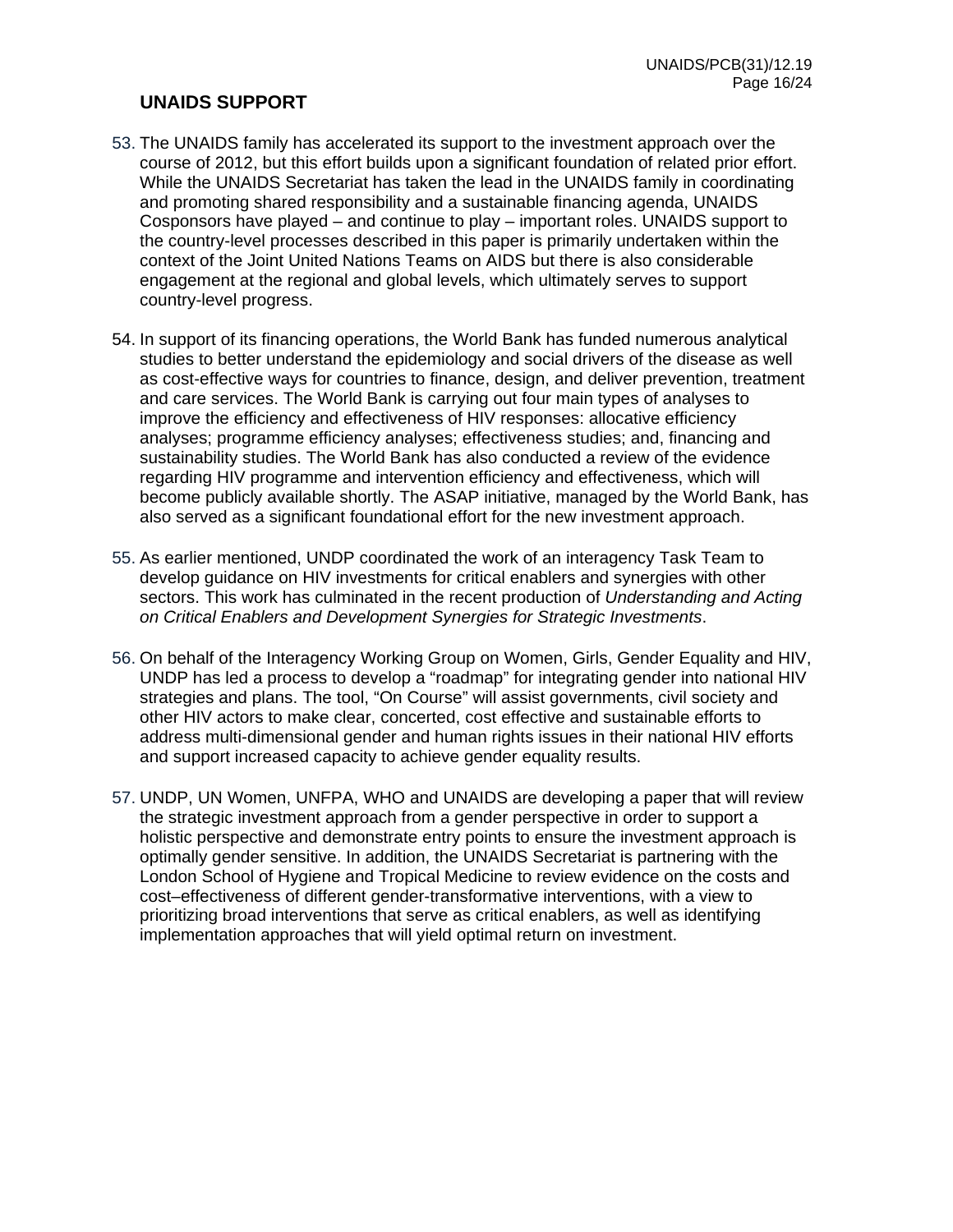## UNAIDS SUPPORT

53. The UNAIDS family has accelerated its support to the investment approach over the course of 2012, but this effort builds upon a significant foundation of related prior effort. While the UNAIDS Secretariat has taken the lead in the UNAIDS family in coordinating and promoting shared responsibility and a sustainable financing agenda, UNAIDS Cosponsors have played – and continue to play – important roles. UNAIDS support to the country-level processes described in this paper is primarily undertaken within the context of the Joint United Nations Teams on AIDS but there is also considerable engagement at the regional and global levels, which ultimately serves to support country-level progress.

54. In support of its financing operations, the World Bank has funded numerous analytical studies to better understand the epidemiology and social drivers of the disease as well as cost-effective ways for countries to finance, design, and deliver prevention, treatment and care services. The World Bank is carrying out four main types of analyses to improve the efficiency and effectiveness of HIV responses: allocative efficiency analyses; programme efficiency analyses; effectiveness studies; and, financing and sustainability studies. The World Bank has also conducted a review of the evidence regarding HIV programme and intervention efficiency and effectiveness, which will become publicly available shortly. The ASAP initiative, managed by the World Bank, has also served as a significant foundational effort for the new investment approach.

55. As earlier mentioned, UNDP coordinated the work of an interagency Task Team to develop guidance on HIV investments for critical enablers and synergies with other sectors. This work has culminated in the recent production of *Understanding and Acting on Critical Enablers and Development Synergies for Strategic Investments*.

56. On behalf of the Interagency Working Group on Women, Girls, Gender Equality and HIV, UNDP has led a process to develop a "roadmap" for integrating gender into national HIV strategies and plans. The tool, "On Course" will assist governments, civil society and other HIV actors to make clear, concerted, cost effective and sustainable efforts to address multi-dimensional gender and human rights issues in their national HIV efforts and support increased capacity to achieve gender equality results.

57. UNDP, UN Women, UNFPA, WHO and UNAIDS are developing a paper that will review the strategic investment approach from a gender perspective in order to support a holistic perspective and demonstrate entry points to ensure the investment approach is optimally gender sensitive. In addition, the UNAIDS Secretariat is partnering with the London School of Hygiene and Tropical Medicine to review evidence on the costs and cost–effectiveness of different gender-transformative interventions, with a view to prioritizing broad interventions that serve as critical enablers, as well as identifying implementation approaches that will yield optimal return on investment.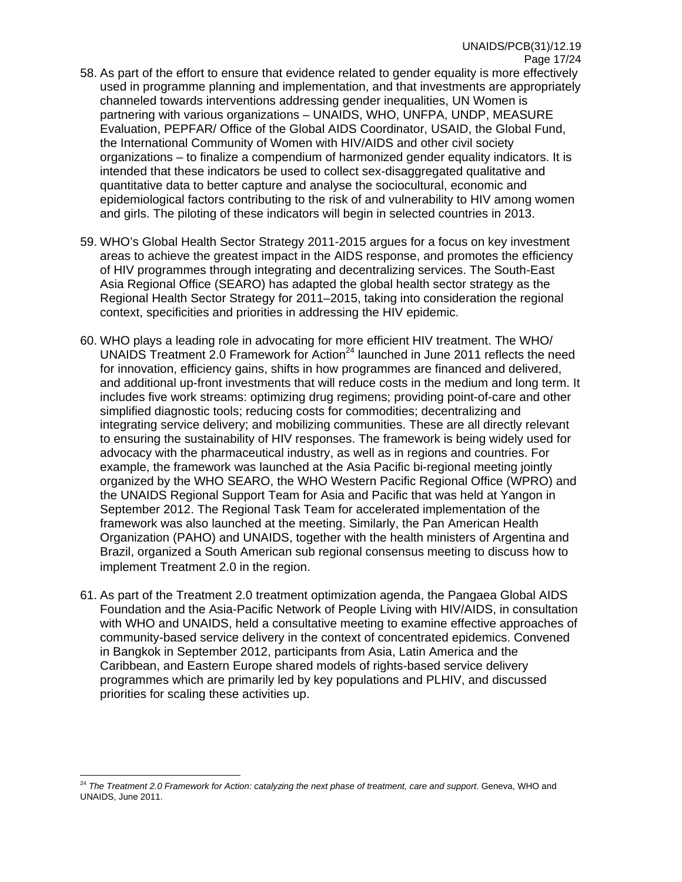58. As part of the effort to ensure that evidence related to gender equality is more effectively used in programme planning and implementation, and that investments are appropriately channeled towards interventions addressing gender inequalities, UN Women is partnering with various organizations – UNAIDS, WHO, UNFPA, UNDP, MEASURE Evaluation, PEPFAR/ Office of the Global AIDS Coordinator, USAID, the Global Fund, the International Community of Women with HIV/AIDS and other civil society organizations – to finalize a compendium of harmonized gender equality indicators. It is intended that these indicators be used to collect sex-disaggregated qualitative and quantitative data to better capture and analyse the sociocultural, economic and epidemiological factors contributing to the risk of and vulnerability to HIV among women and girls. The piloting of these indicators will begin in selected countries in 2013.

59. WHO's Global Health Sector Strategy 2011-2015 argues for a focus on key investment areas to achieve the greatest impact in the AIDS response, and promotes the efficiency of HIV programmes through integrating and decentralizing services. The South-East Asia Regional Office (SEARO) has adapted the global health sector strategy as the Regional Health Sector Strategy for 2011–2015, taking into consideration the regional context, specificities and priorities in addressing the HIV epidemic.

60. WHO plays a leading role in advocating for more efficient HIV treatment. The WHO/ UNAIDS Treatment 2.0 Framework for Action[24] launched in June 2011 reflects the need for innovation, efficiency gains, shifts in how programmes are financed and delivered, and additional up-front investments that will reduce costs in the medium and long term. It includes five work streams: optimizing drug regimens; providing point-of-care and other simplified diagnostic tools; reducing costs for commodities; decentralizing and integrating service delivery; and mobilizing communities. These are all directly relevant to ensuring the sustainability of HIV responses. The framework is being widely used for advocacy with the pharmaceutical industry, as well as in regions and countries. For example, the framework was launched at the Asia Pacific bi-regional meeting jointly organized by the WHO SEARO, the WHO Western Pacific Regional Office (WPRO) and the UNAIDS Regional Support Team for Asia and Pacific that was held at Yangon in September 2012. The Regional Task Team for accelerated implementation of the framework was also launched at the meeting. Similarly, the Pan American Health Organization (PAHO) and UNAIDS, together with the health ministers of Argentina and Brazil, organized a South American sub regional consensus meeting to discuss how to implement Treatment 2.0 in the region.

61. As part of the Treatment 2.0 treatment optimization agenda, the Pangaea Global AIDS Foundation and the Asia-Pacific Network of People Living with HIV/AIDS, in consultation with WHO and UNAIDS, held a consultative meeting to examine effective approaches of community-based service delivery in the context of concentrated epidemics. Convened in Bangkok in September 2012, participants from Asia, Latin America and the Caribbean, and Eastern Europe shared models of rights-based service delivery programmes which are primarily led by key populations and PLHIV, and discussed priorities for scaling these activities up.

---

[24] *The Treatment 2.0 Framework for Action: catalyzing the next phase of treatment, care and support*. Geneva, WHO and UNAIDS, June 2011.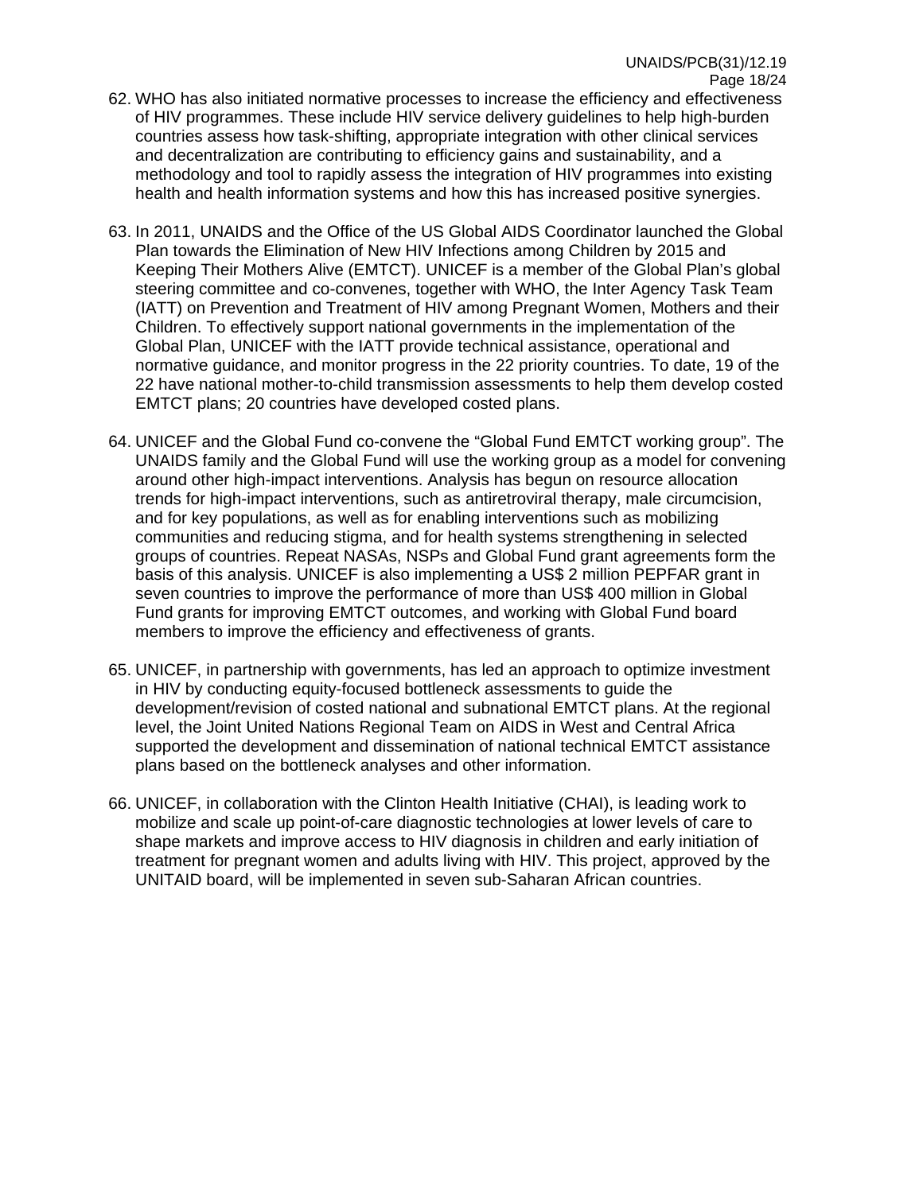62. WHO has also initiated normative processes to increase the efficiency and effectiveness of HIV programmes. These include HIV service delivery guidelines to help high-burden countries assess how task-shifting, appropriate integration with other clinical services and decentralization are contributing to efficiency gains and sustainability, and a methodology and tool to rapidly assess the integration of HIV programmes into existing health and health information systems and how this has increased positive synergies.

63. In 2011, UNAIDS and the Office of the US Global AIDS Coordinator launched the Global Plan towards the Elimination of New HIV Infections among Children by 2015 and Keeping Their Mothers Alive (EMTCT). UNICEF is a member of the Global Plan's global steering committee and co-convenes, together with WHO, the Inter Agency Task Team (IATT) on Prevention and Treatment of HIV among Pregnant Women, Mothers and their Children. To effectively support national governments in the implementation of the Global Plan, UNICEF with the IATT provide technical assistance, operational and normative guidance, and monitor progress in the 22 priority countries. To date, 19 of the 22 have national mother-to-child transmission assessments to help them develop costed EMTCT plans; 20 countries have developed costed plans.

64. UNICEF and the Global Fund co-convene the "Global Fund EMTCT working group". The UNAIDS family and the Global Fund will use the working group as a model for convening around other high-impact interventions. Analysis has begun on resource allocation trends for high-impact interventions, such as antiretroviral therapy, male circumcision, and for key populations, as well as for enabling interventions such as mobilizing communities and reducing stigma, and for health systems strengthening in selected groups of countries. Repeat NASAs, NSPs and Global Fund grant agreements form the basis of this analysis. UNICEF is also implementing a US$ 2 million PEPFAR grant in seven countries to improve the performance of more than US$ 400 million in Global Fund grants for improving EMTCT outcomes, and working with Global Fund board members to improve the efficiency and effectiveness of grants.

65. UNICEF, in partnership with governments, has led an approach to optimize investment in HIV by conducting equity-focused bottleneck assessments to guide the development/revision of costed national and subnational EMTCT plans. At the regional level, the Joint United Nations Regional Team on AIDS in West and Central Africa supported the development and dissemination of national technical EMTCT assistance plans based on the bottleneck analyses and other information.

66. UNICEF, in collaboration with the Clinton Health Initiative (CHAI), is leading work to mobilize and scale up point-of-care diagnostic technologies at lower levels of care to shape markets and improve access to HIV diagnosis in children and early initiation of treatment for pregnant women and adults living with HIV. This project, approved by the UNITAID board, will be implemented in seven sub-Saharan African countries.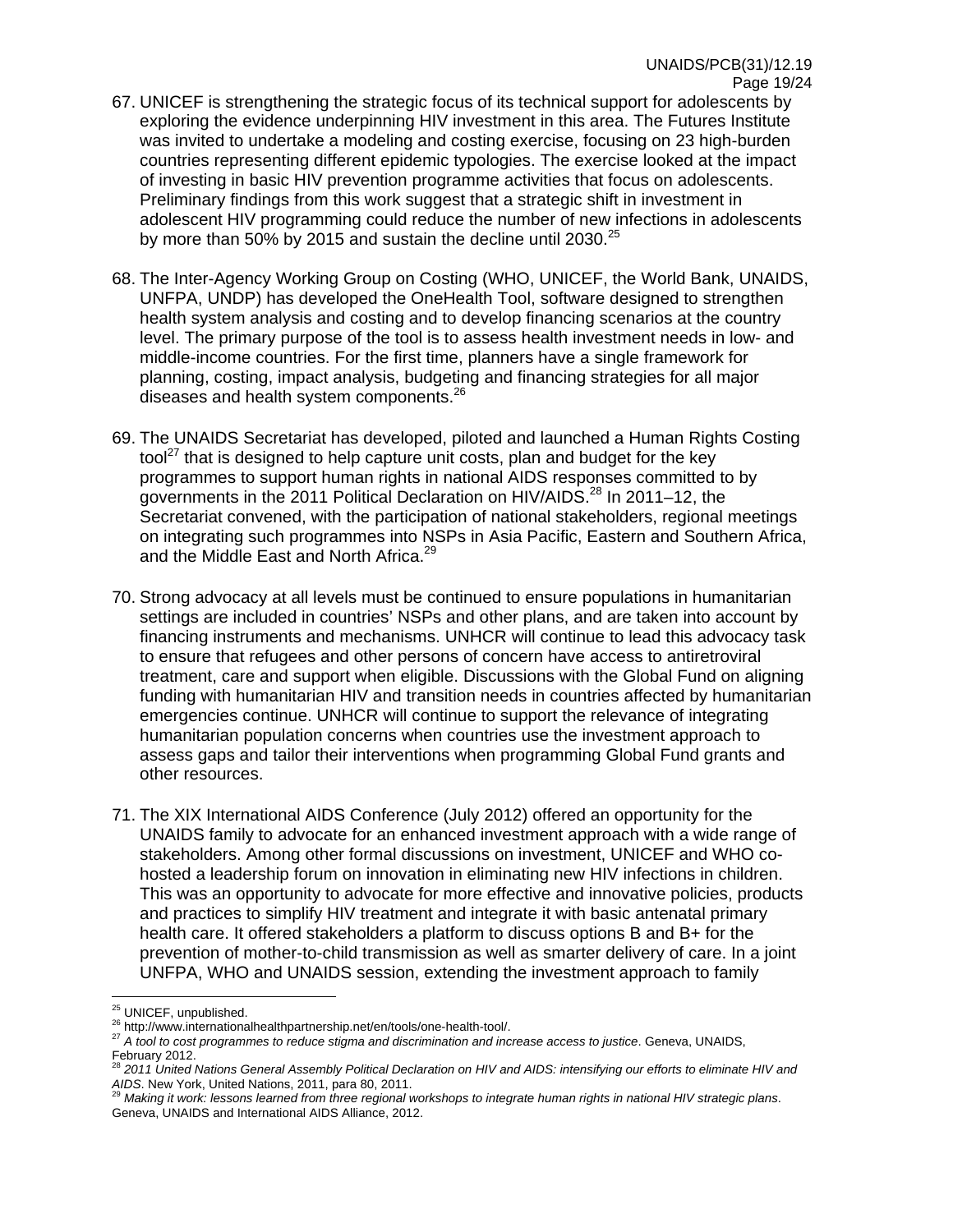67. UNICEF is strengthening the strategic focus of its technical support for adolescents by exploring the evidence underpinning HIV investment in this area. The Futures Institute was invited to undertake a modeling and costing exercise, focusing on 23 high-burden countries representing different epidemic typologies. The exercise looked at the impact of investing in basic HIV prevention programme activities that focus on adolescents. Preliminary findings from this work suggest that a strategic shift in investment in adolescent HIV programming could reduce the number of new infections in adolescents by more than 50% by 2015 and sustain the decline until 2030.[25]

68. The Inter-Agency Working Group on Costing (WHO, UNICEF, the World Bank, UNAIDS, UNFPA, UNDP) has developed the OneHealth Tool, software designed to strengthen health system analysis and costing and to develop financing scenarios at the country level. The primary purpose of the tool is to assess health investment needs in low- and middle-income countries. For the first time, planners have a single framework for planning, costing, impact analysis, budgeting and financing strategies for all major diseases and health system components.[26]

69. The UNAIDS Secretariat has developed, piloted and launched a Human Rights Costing tool[27] that is designed to help capture unit costs, plan and budget for the key programmes to support human rights in national AIDS responses committed to by governments in the 2011 Political Declaration on HIV/AIDS.[28] In 2011–12, the Secretariat convened, with the participation of national stakeholders, regional meetings on integrating such programmes into NSPs in Asia Pacific, Eastern and Southern Africa, and the Middle East and North Africa.[29]

70. Strong advocacy at all levels must be continued to ensure populations in humanitarian settings are included in countries' NSPs and other plans, and are taken into account by financing instruments and mechanisms. UNHCR will continue to lead this advocacy task to ensure that refugees and other persons of concern have access to antiretroviral treatment, care and support when eligible. Discussions with the Global Fund on aligning funding with humanitarian HIV and transition needs in countries affected by humanitarian emergencies continue. UNHCR will continue to support the relevance of integrating humanitarian population concerns when countries use the investment approach to assess gaps and tailor their interventions when programming Global Fund grants and other resources.

71. The XIX International AIDS Conference (July 2012) offered an opportunity for the UNAIDS family to advocate for an enhanced investment approach with a wide range of stakeholders. Among other formal discussions on investment, UNICEF and WHO co-hosted a leadership forum on innovation in eliminating new HIV infections in children. This was an opportunity to advocate for more effective and innovative policies, products and practices to simplify HIV treatment and integrate it with basic antenatal primary health care. It offered stakeholders a platform to discuss options B and B+ for the prevention of mother-to-child transmission as well as smarter delivery of care. In a joint UNFPA, WHO and UNAIDS session, extending the investment approach to family

---

[25] UNICEF, unpublished.

[26] http://www.internationalhealthpartnership.net/en/tools/one-health-tool/.

[27] *A tool to cost programmes to reduce stigma and discrimination and increase access to justice*. Geneva, UNAIDS, February 2012.

[28] *2011 United Nations General Assembly Political Declaration on HIV and AIDS: intensifying our efforts to eliminate HIV and AIDS*. New York, United Nations, 2011, para 80, 2011.

[29] *Making it work: lessons learned from three regional workshops to integrate human rights in national HIV strategic plans*. Geneva, UNAIDS and International AIDS Alliance, 2012.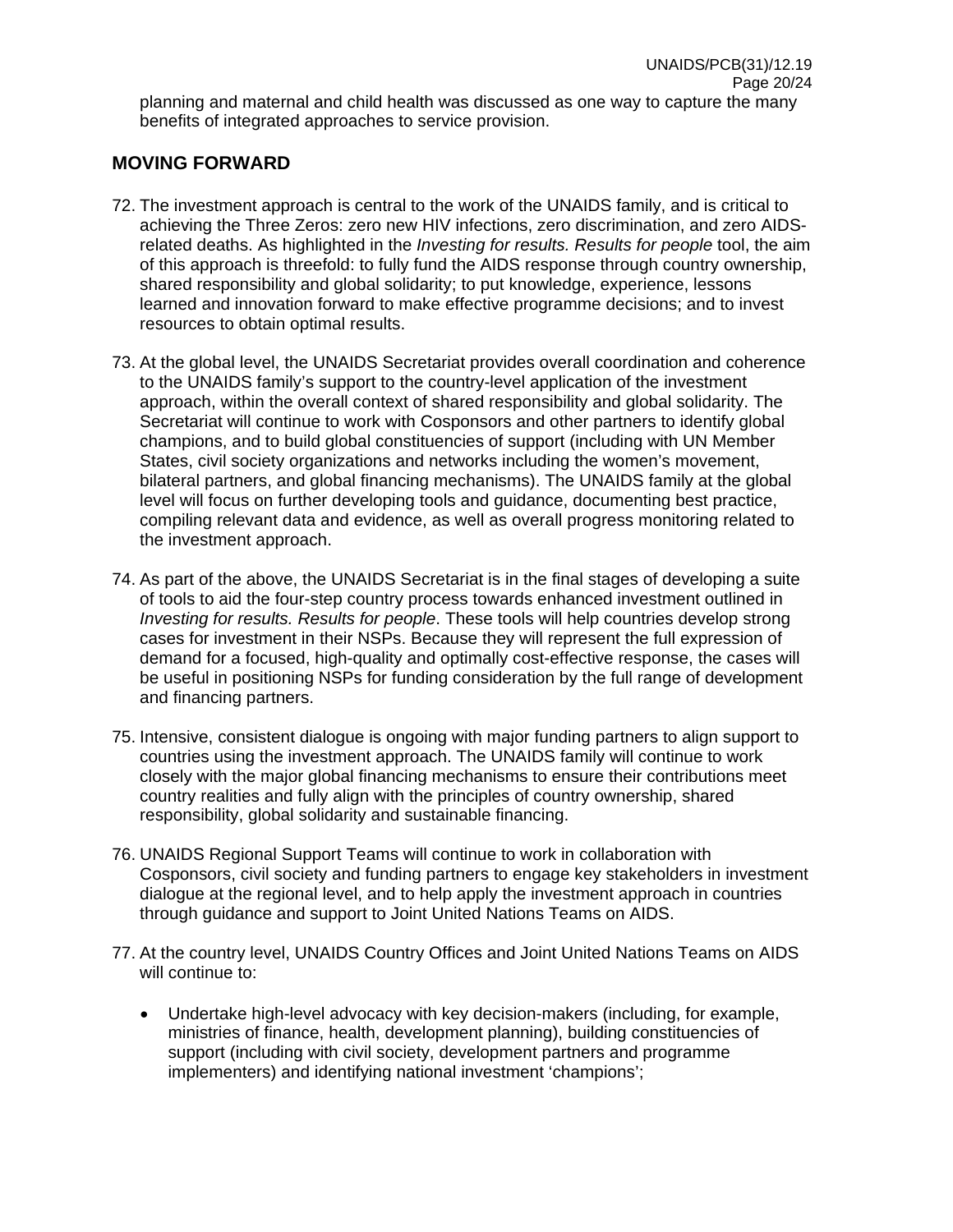planning and maternal and child health was discussed as one way to capture the many benefits of integrated approaches to service provision.

## MOVING FORWARD

72. The investment approach is central to the work of the UNAIDS family, and is critical to achieving the Three Zeros: zero new HIV infections, zero discrimination, and zero AIDS-related deaths. As highlighted in the *Investing for results. Results for people* tool, the aim of this approach is threefold: to fully fund the AIDS response through country ownership, shared responsibility and global solidarity; to put knowledge, experience, lessons learned and innovation forward to make effective programme decisions; and to invest resources to obtain optimal results.

73. At the global level, the UNAIDS Secretariat provides overall coordination and coherence to the UNAIDS family's support to the country-level application of the investment approach, within the overall context of shared responsibility and global solidarity. The Secretariat will continue to work with Cosponsors and other partners to identify global champions, and to build global constituencies of support (including with UN Member States, civil society organizations and networks including the women's movement, bilateral partners, and global financing mechanisms). The UNAIDS family at the global level will focus on further developing tools and guidance, documenting best practice, compiling relevant data and evidence, as well as overall progress monitoring related to the investment approach.

74. As part of the above, the UNAIDS Secretariat is in the final stages of developing a suite of tools to aid the four-step country process towards enhanced investment outlined in *Investing for results. Results for people*. These tools will help countries develop strong cases for investment in their NSPs. Because they will represent the full expression of demand for a focused, high-quality and optimally cost-effective response, the cases will be useful in positioning NSPs for funding consideration by the full range of development and financing partners.

75. Intensive, consistent dialogue is ongoing with major funding partners to align support to countries using the investment approach. The UNAIDS family will continue to work closely with the major global financing mechanisms to ensure their contributions meet country realities and fully align with the principles of country ownership, shared responsibility, global solidarity and sustainable financing.

76. UNAIDS Regional Support Teams will continue to work in collaboration with Cosponsors, civil society and funding partners to engage key stakeholders in investment dialogue at the regional level, and to help apply the investment approach in countries through guidance and support to Joint United Nations Teams on AIDS.

77. At the country level, UNAIDS Country Offices and Joint United Nations Teams on AIDS will continue to:

    - Undertake high-level advocacy with key decision-makers (including, for example, ministries of finance, health, development planning), building constituencies of support (including with civil society, development partners and programme implementers) and identifying national investment 'champions';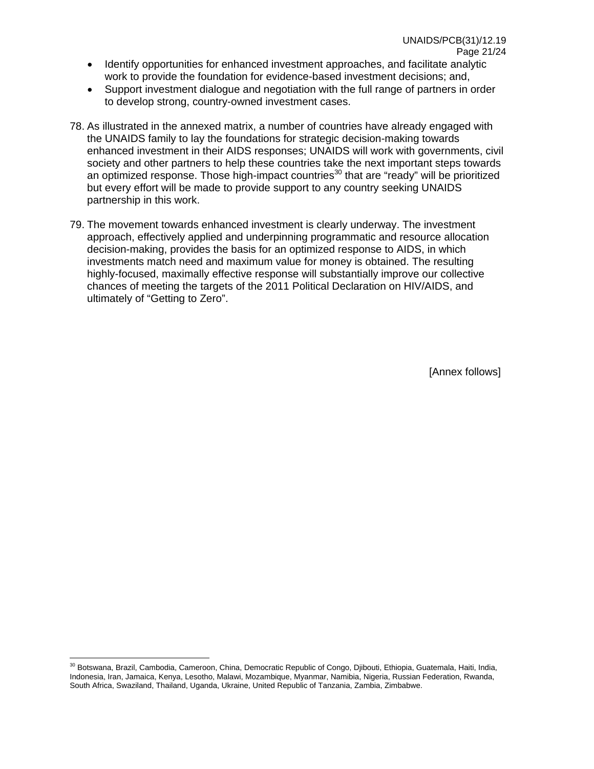- Identify opportunities for enhanced investment approaches, and facilitate analytic work to provide the foundation for evidence-based investment decisions; and,
- Support investment dialogue and negotiation with the full range of partners in order to develop strong, country-owned investment cases.

78. As illustrated in the annexed matrix, a number of countries have already engaged with the UNAIDS family to lay the foundations for strategic decision-making towards enhanced investment in their AIDS responses; UNAIDS will work with governments, civil society and other partners to help these countries take the next important steps towards an optimized response. Those high-impact countries[30] that are "ready" will be prioritized but every effort will be made to provide support to any country seeking UNAIDS partnership in this work.

79. The movement towards enhanced investment is clearly underway. The investment approach, effectively applied and underpinning programmatic and resource allocation decision-making, provides the basis for an optimized response to AIDS, in which investments match need and maximum value for money is obtained. The resulting highly-focused, maximally effective response will substantially improve our collective chances of meeting the targets of the 2011 Political Declaration on HIV/AIDS, and ultimately of "Getting to Zero".

[Annex follows]

---

[30] Botswana, Brazil, Cambodia, Cameroon, China, Democratic Republic of Congo, Djibouti, Ethiopia, Guatemala, Haiti, India, Indonesia, Iran, Jamaica, Kenya, Lesotho, Malawi, Mozambique, Myanmar, Namibia, Nigeria, Russian Federation, Rwanda, South Africa, Swaziland, Thailand, Uganda, Ukraine, United Republic of Tanzania, Zambia, Zimbabwe.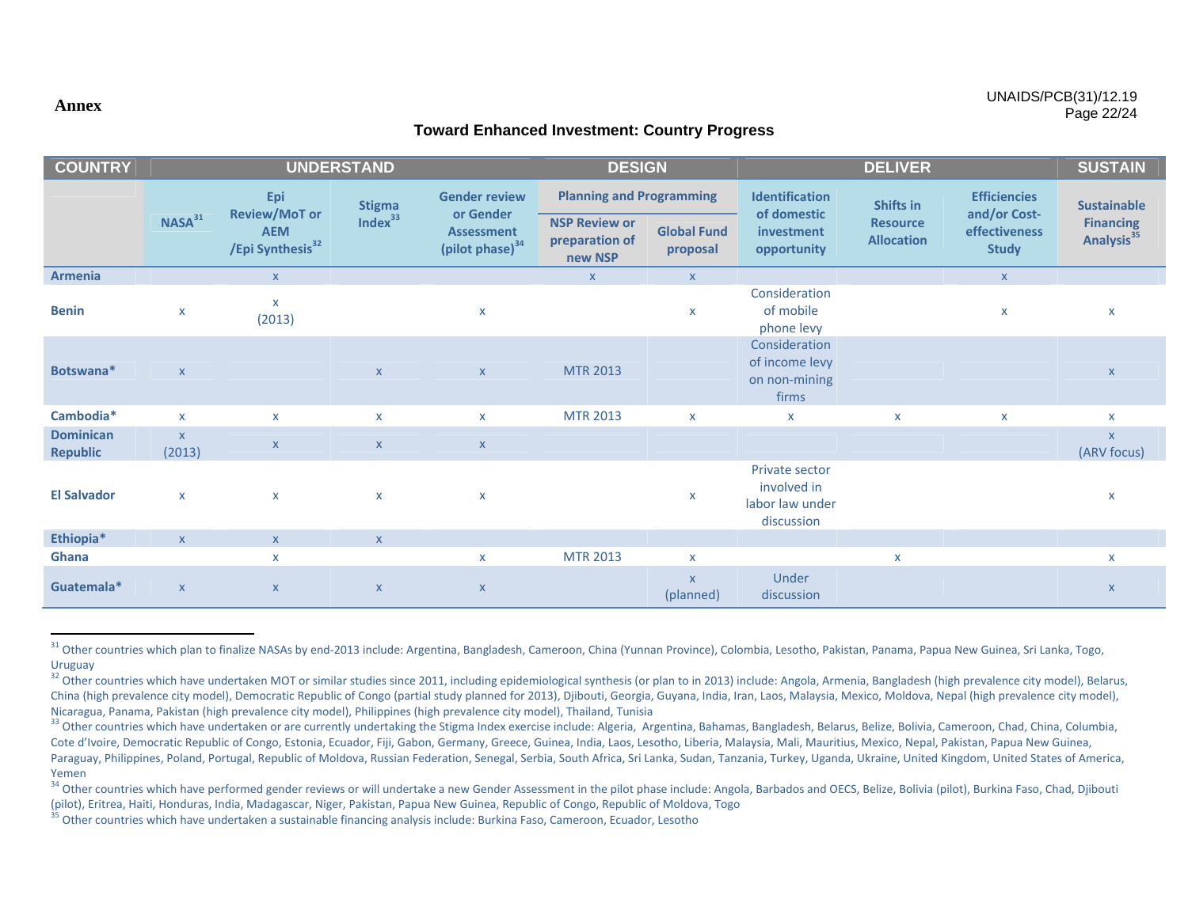# Annex

## Toward Enhanced Investment: Country Progress

| COUNTRY | UNDERSTAND | | | | DESIGN | | DELIVER | | | SUSTAIN |
|---|---|---|---|---|---|---|---|---|---|---|
| | | | | | Planning and Programming | | | | | |
| | NASA[31] | Epi Review/MoT or AEM /Epi Synthesis[32] | Stigma Index[33] | Gender review or Gender Assessment (pilot phase)[34] | NSP Review or preparation of new NSP | Global Fund proposal | Identification of domestic investment opportunity | Shifts in Resource Allocation | Efficiencies and/or Cost-effectiveness Study | Sustainable Financing Analysis[35] |
| **Armenia** | | x | | | x | x | | | x | |
| **Benin** | x | x (2013) | | x | | x | Consideration of mobile phone levy | | x | x |
| **Botswana*** | x | | x | x | MTR 2013 | | Consideration of income levy on non-mining firms | | | x |
| **Cambodia*** | x | x | x | x | MTR 2013 | x | x | x | x | x |
| **Dominican Republic** | x (2013) | x | x | x | | | | | | x (ARV focus) |
| **El Salvador** | x | x | x | x | | x | Private sector involved in labor law under discussion | | | x |
| **Ethiopia*** | x | x | x | | | | | | | |
| **Ghana** | | x | | x | MTR 2013 | x | | x | | x |
| **Guatemala*** | x | x | x | x | | x (planned) | Under discussion | | | x |

---

[31] Other countries which plan to finalize NASAs by end-2013 include: Argentina, Bangladesh, Cameroon, China (Yunnan Province), Colombia, Lesotho, Pakistan, Panama, Papua New Guinea, Sri Lanka, Togo, Uruguay

[32] Other countries which have undertaken MOT or similar studies since 2011, including epidemiological synthesis (or plan to in 2013) include: Angola, Armenia, Bangladesh (high prevalence city model), Belarus, China (high prevalence city model), Democratic Republic of Congo (partial study planned for 2013), Djibouti, Georgia, Guyana, India, Iran, Laos, Malaysia, Mexico, Moldova, Nepal (high prevalence city model), Nicaragua, Panama, Pakistan (high prevalence city model), Philippines (high prevalence city model), Thailand, Tunisia

[33] Other countries which have undertaken or are currently undertaking the Stigma Index exercise include: Algeria, Argentina, Bahamas, Bangladesh, Belarus, Belize, Bolivia, Cameroon, Chad, China, Columbia, Cote d'Ivoire, Democratic Republic of Congo, Estonia, Ecuador, Fiji, Gabon, Germany, Greece, Guinea, India, Laos, Lesotho, Liberia, Malaysia, Mali, Mauritius, Mexico, Nepal, Pakistan, Papua New Guinea, Paraguay, Philippines, Poland, Portugal, Republic of Moldova, Russian Federation, Senegal, Serbia, South Africa, Sri Lanka, Sudan, Tanzania, Turkey, Uganda, Ukraine, United Kingdom, United States of America, Yemen

[34] Other countries which have performed gender reviews or will undertake a new Gender Assessment in the pilot phase include: Angola, Barbados and OECS, Belize, Bolivia (pilot), Burkina Faso, Chad, Djibouti (pilot), Eritrea, Haiti, Honduras, India, Madagascar, Niger, Pakistan, Papua New Guinea, Republic of Congo, Republic of Moldova, Togo

[35] Other countries which have undertaken a sustainable financing analysis include: Burkina Faso, Cameroon, Ecuador, Lesotho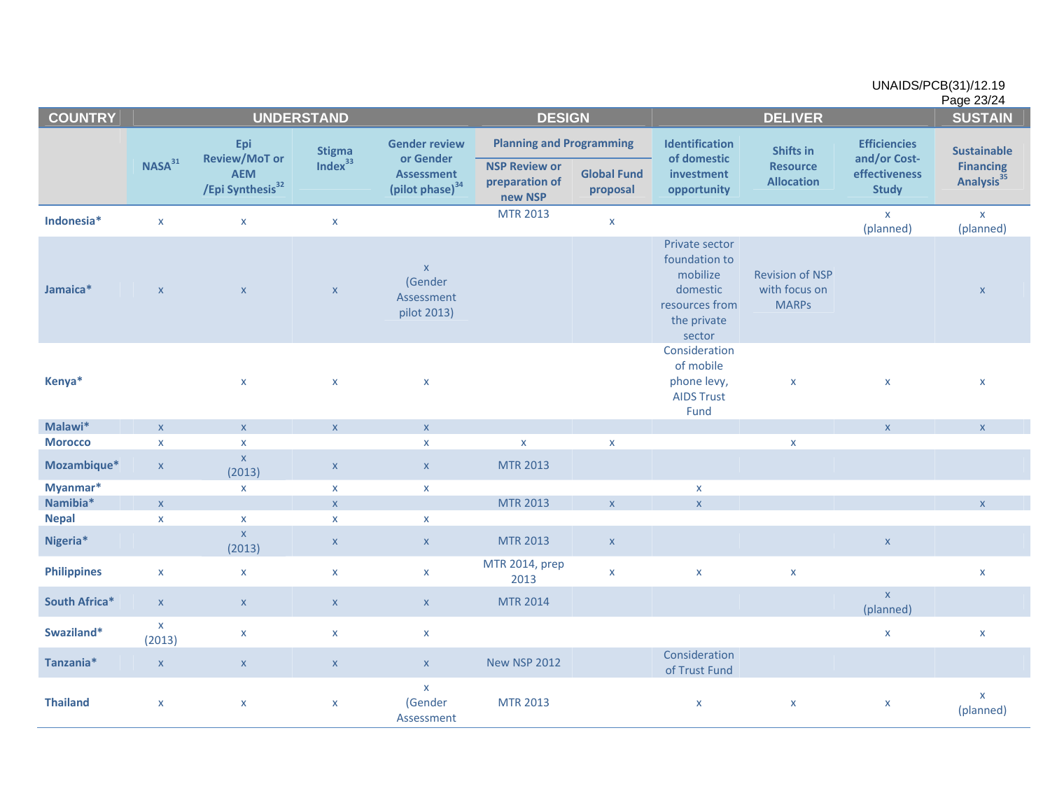| COUNTRY | UNDERSTAND | | | | DESIGN | | DELIVER | | | SUSTAIN |
|---|---|---|---|---|---|---|---|---|---|---|
| | NASA[31] | Epi Review/MoT or AEM /Epi Synthesis[32] | Stigma Index[33] | Gender review or Gender Assessment (pilot phase)[34] | Planning and Programming | | Identification of domestic investment opportunity | Shifts in Resource Allocation | Efficiencies and/or Cost-effectiveness Study | Sustainable Financing Analysis[35] |
| | | | | | NSP Review or preparation of new NSP | Global Fund proposal | | | | |
| Indonesia* | x | x | x | | MTR 2013 | x | | | x (planned) | x (planned) |
| Jamaica* | x | x | x | x (Gender Assessment pilot 2013) | | | Private sector foundation to mobilize domestic resources from the private sector | Revision of NSP with focus on MARPs | | x |
| Kenya* | | x | x | x | | | Consideration of mobile phone levy, AIDS Trust Fund | x | x | x |
| Malawi* | x | x | x | x | | | | | x | x |
| Morocco | x | x | | x | x | x | | x | | |
| Mozambique* | x | x (2013) | x | x | MTR 2013 | | | | | |
| Myanmar* | | x | x | x | | | x | | | |
| Namibia* | x | | x | | MTR 2013 | x | x | | | x |
| Nepal | x | x | x | x | | | | | | |
| Nigeria* | | x (2013) | x | x | MTR 2013 | x | | | x | |
| Philippines | x | x | x | x | MTR 2014, prep 2013 | x | x | x | | x |
| South Africa* | x | x | x | x | MTR 2014 | | | | x (planned) | |
| Swaziland* | x (2013) | x | x | x | | | | | x | x |
| Tanzania* | x | x | x | x | New NSP 2012 | | Consideration of Trust Fund | | | |
| Thailand | x | x | x | x (Gender Assessment | MTR 2013 | | x | x | x | x (planned) |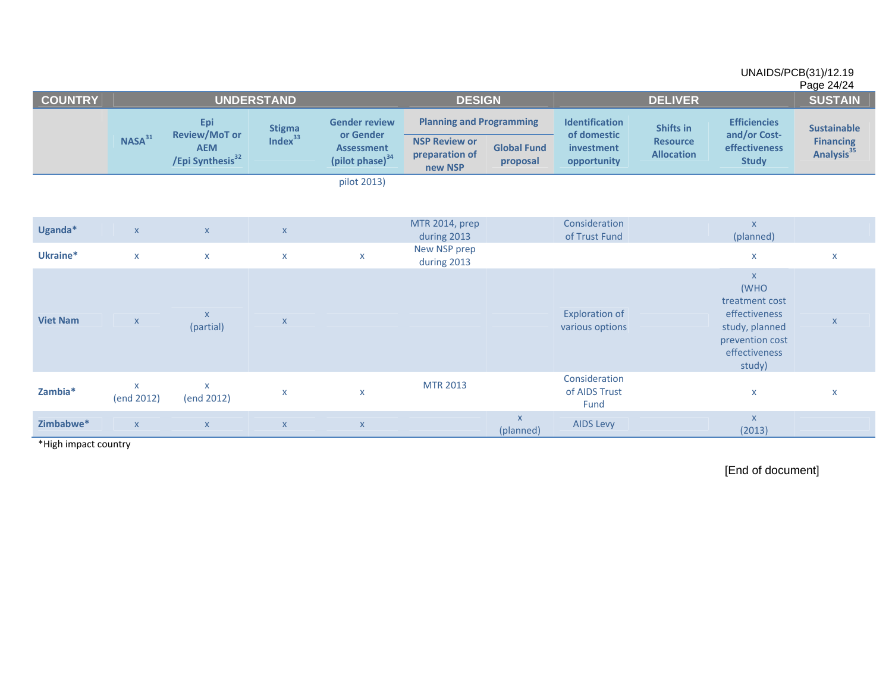| COUNTRY | UNDERSTAND | | | | DESIGN | | DELIVER | | | SUSTAIN |
|---|---|---|---|---|---|---|---|---|---|---|
| | NASA[31] | Epi Review/MoT or AEM /Epi Synthesis[32] | Stigma Index[33] | Gender review or Gender Assessment (pilot phase)[34] | Planning and Programming | | Identification of domestic investment opportunity | Shifts in Resource Allocation | Efficiencies and/or Cost-effectiveness Study | Sustainable Financing Analysis[35] |
| | | | | | NSP Review or preparation of new NSP | Global Fund proposal | | | | |
| | | | | pilot 2013) | | | | | | |
| Uganda* | x | x | x | | MTR 2014, prep during 2013 | | Consideration of Trust Fund | | x (planned) | |
| Ukraine* | x | x | x | x | New NSP prep during 2013 | | | | x | x |
| Viet Nam | x | x (partial) | x | | | | Exploration of various options | | x (WHO treatment cost effectiveness study, planned prevention cost effectiveness study) | x |
| Zambia* | x (end 2012) | x (end 2012) | x | x | MTR 2013 | | Consideration of AIDS Trust Fund | | x | x |
| Zimbabwe* | x | x | x | x | | x (planned) | AIDS Levy | | x (2013) | |

*High impact country

[End of document]